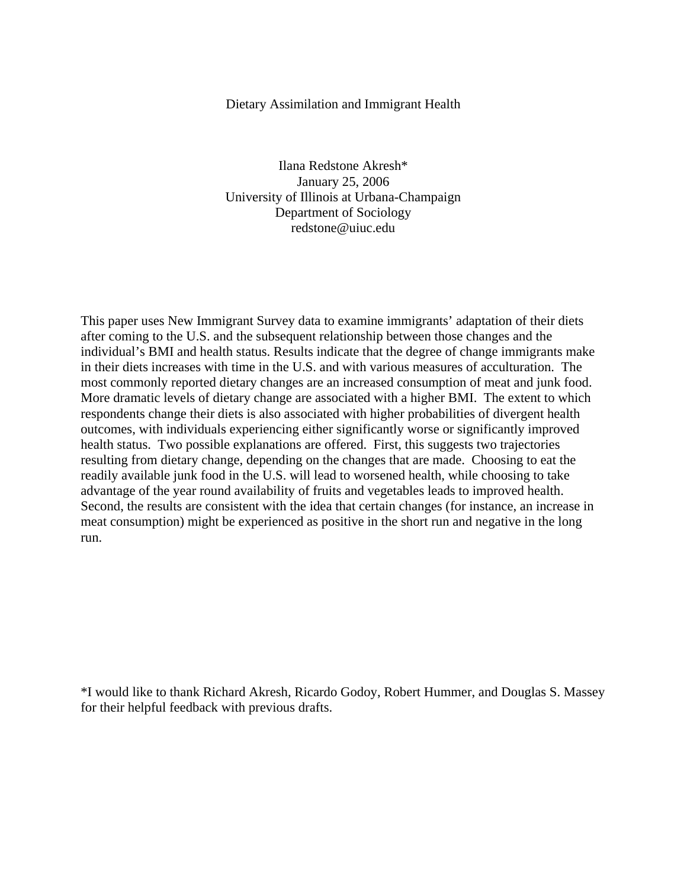# Dietary Assimilation and Immigrant Health

Ilana Redstone Akresh*
January 25, 2006
University of Illinois at Urbana-Champaign
Department of Sociology
redstone@uiuc.edu

This paper uses New Immigrant Survey data to examine immigrants' adaptation of their diets after coming to the U.S. and the subsequent relationship between those changes and the individual's BMI and health status. Results indicate that the degree of change immigrants make in their diets increases with time in the U.S. and with various measures of acculturation. The most commonly reported dietary changes are an increased consumption of meat and junk food. More dramatic levels of dietary change are associated with a higher BMI. The extent to which respondents change their diets is also associated with higher probabilities of divergent health outcomes, with individuals experiencing either significantly worse or significantly improved health status. Two possible explanations are offered. First, this suggests two trajectories resulting from dietary change, depending on the changes that are made. Choosing to eat the readily available junk food in the U.S. will lead to worsened health, while choosing to take advantage of the year round availability of fruits and vegetables leads to improved health. Second, the results are consistent with the idea that certain changes (for instance, an increase in meat consumption) might be experienced as positive in the short run and negative in the long run.

*I would like to thank Richard Akresh, Ricardo Godoy, Robert Hummer, and Douglas S. Massey for their helpful feedback with previous drafts.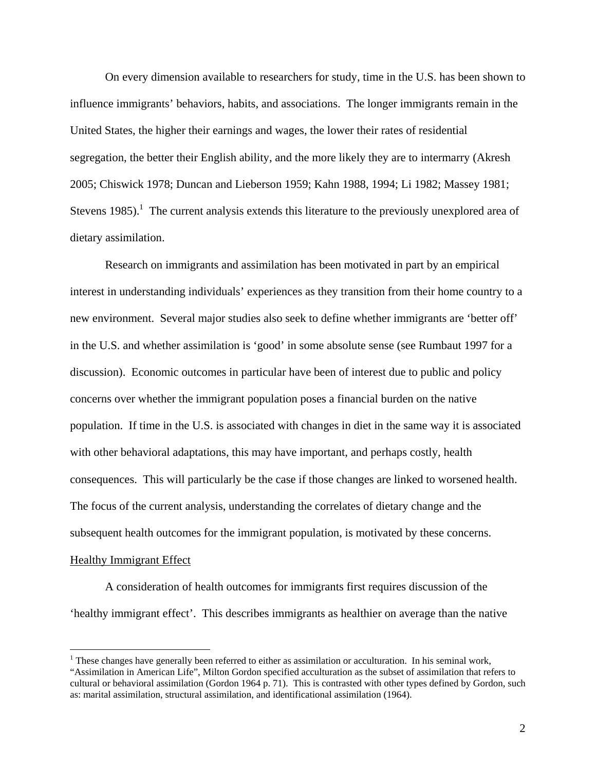On every dimension available to researchers for study, time in the U.S. has been shown to influence immigrants' behaviors, habits, and associations. The longer immigrants remain in the United States, the higher their earnings and wages, the lower their rates of residential segregation, the better their English ability, and the more likely they are to intermarry (Akresh 2005; Chiswick 1978; Duncan and Lieberson 1959; Kahn 1988, 1994; Li 1982; Massey 1981; Stevens 1985).[1] The current analysis extends this literature to the previously unexplored area of dietary assimilation.

Research on immigrants and assimilation has been motivated in part by an empirical interest in understanding individuals' experiences as they transition from their home country to a new environment. Several major studies also seek to define whether immigrants are 'better off' in the U.S. and whether assimilation is 'good' in some absolute sense (see Rumbaut 1997 for a discussion). Economic outcomes in particular have been of interest due to public and policy concerns over whether the immigrant population poses a financial burden on the native population. If time in the U.S. is associated with changes in diet in the same way it is associated with other behavioral adaptations, this may have important, and perhaps costly, health consequences. This will particularly be the case if those changes are linked to worsened health. The focus of the current analysis, understanding the correlates of dietary change and the subsequent health outcomes for the immigrant population, is motivated by these concerns.

## Healthy Immigrant Effect

A consideration of health outcomes for immigrants first requires discussion of the 'healthy immigrant effect'. This describes immigrants as healthier on average than the native

---

[1] These changes have generally been referred to either as assimilation or acculturation. In his seminal work, "Assimilation in American Life", Milton Gordon specified acculturation as the subset of assimilation that refers to cultural or behavioral assimilation (Gordon 1964 p. 71). This is contrasted with other types defined by Gordon, such as: marital assimilation, structural assimilation, and identificational assimilation (1964).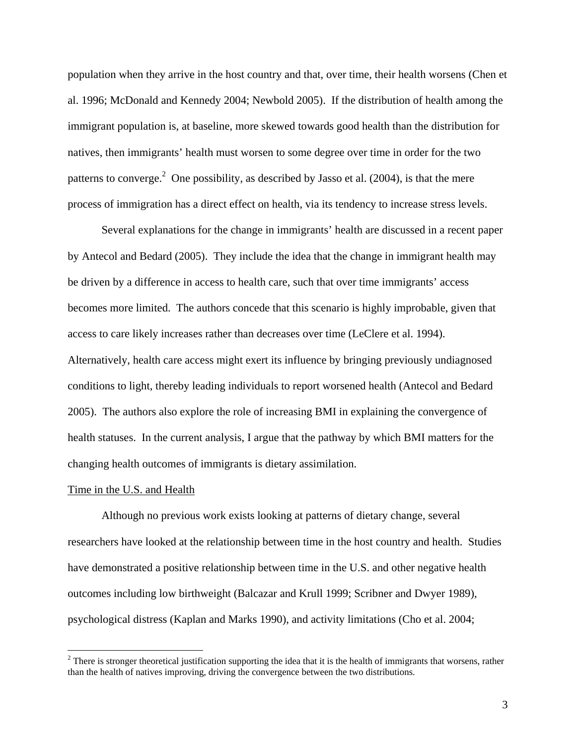population when they arrive in the host country and that, over time, their health worsens (Chen et al. 1996; McDonald and Kennedy 2004; Newbold 2005). If the distribution of health among the immigrant population is, at baseline, more skewed towards good health than the distribution for natives, then immigrants' health must worsen to some degree over time in order for the two patterns to converge.[2] One possibility, as described by Jasso et al. (2004), is that the mere process of immigration has a direct effect on health, via its tendency to increase stress levels.

Several explanations for the change in immigrants' health are discussed in a recent paper by Antecol and Bedard (2005). They include the idea that the change in immigrant health may be driven by a difference in access to health care, such that over time immigrants' access becomes more limited. The authors concede that this scenario is highly improbable, given that access to care likely increases rather than decreases over time (LeClere et al. 1994). Alternatively, health care access might exert its influence by bringing previously undiagnosed conditions to light, thereby leading individuals to report worsened health (Antecol and Bedard 2005). The authors also explore the role of increasing BMI in explaining the convergence of health statuses. In the current analysis, I argue that the pathway by which BMI matters for the changing health outcomes of immigrants is dietary assimilation.

<u>Time in the U.S. and Health</u>

Although no previous work exists looking at patterns of dietary change, several researchers have looked at the relationship between time in the host country and health. Studies have demonstrated a positive relationship between time in the U.S. and other negative health outcomes including low birthweight (Balcazar and Krull 1999; Scribner and Dwyer 1989), psychological distress (Kaplan and Marks 1990), and activity limitations (Cho et al. 2004;

[2] There is stronger theoretical justification supporting the idea that it is the health of immigrants that worsens, rather than the health of natives improving, driving the convergence between the two distributions.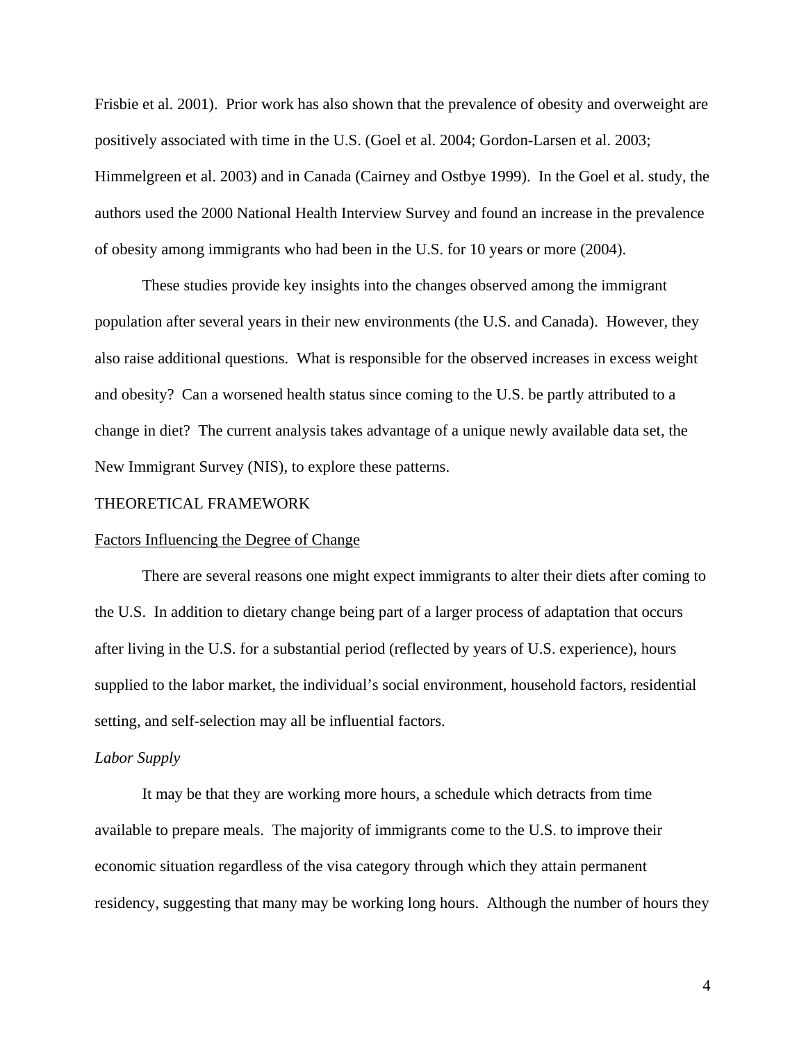Frisbie et al. 2001). Prior work has also shown that the prevalence of obesity and overweight are positively associated with time in the U.S. (Goel et al. 2004; Gordon-Larsen et al. 2003; Himmelgreen et al. 2003) and in Canada (Cairney and Ostbye 1999). In the Goel et al. study, the authors used the 2000 National Health Interview Survey and found an increase in the prevalence of obesity among immigrants who had been in the U.S. for 10 years or more (2004).

These studies provide key insights into the changes observed among the immigrant population after several years in their new environments (the U.S. and Canada). However, they also raise additional questions. What is responsible for the observed increases in excess weight and obesity? Can a worsened health status since coming to the U.S. be partly attributed to a change in diet? The current analysis takes advantage of a unique newly available data set, the New Immigrant Survey (NIS), to explore these patterns.

## THEORETICAL FRAMEWORK

### Factors Influencing the Degree of Change

There are several reasons one might expect immigrants to alter their diets after coming to the U.S. In addition to dietary change being part of a larger process of adaptation that occurs after living in the U.S. for a substantial period (reflected by years of U.S. experience), hours supplied to the labor market, the individual's social environment, household factors, residential setting, and self-selection may all be influential factors.

#### *Labor Supply*

It may be that they are working more hours, a schedule which detracts from time available to prepare meals. The majority of immigrants come to the U.S. to improve their economic situation regardless of the visa category through which they attain permanent residency, suggesting that many may be working long hours. Although the number of hours they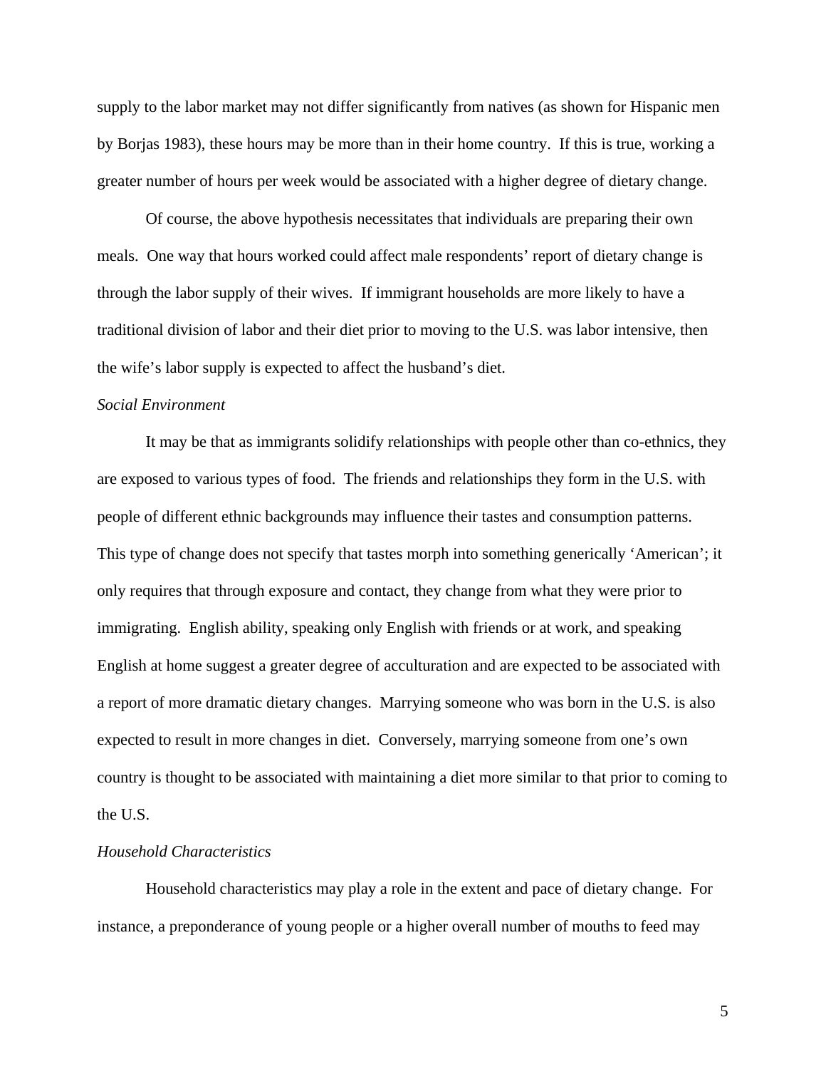supply to the labor market may not differ significantly from natives (as shown for Hispanic men by Borjas 1983), these hours may be more than in their home country. If this is true, working a greater number of hours per week would be associated with a higher degree of dietary change.

Of course, the above hypothesis necessitates that individuals are preparing their own meals. One way that hours worked could affect male respondents' report of dietary change is through the labor supply of their wives. If immigrant households are more likely to have a traditional division of labor and their diet prior to moving to the U.S. was labor intensive, then the wife's labor supply is expected to affect the husband's diet.

*Social Environment*

It may be that as immigrants solidify relationships with people other than co-ethnics, they are exposed to various types of food. The friends and relationships they form in the U.S. with people of different ethnic backgrounds may influence their tastes and consumption patterns. This type of change does not specify that tastes morph into something generically 'American'; it only requires that through exposure and contact, they change from what they were prior to immigrating. English ability, speaking only English with friends or at work, and speaking English at home suggest a greater degree of acculturation and are expected to be associated with a report of more dramatic dietary changes. Marrying someone who was born in the U.S. is also expected to result in more changes in diet. Conversely, marrying someone from one's own country is thought to be associated with maintaining a diet more similar to that prior to coming to the U.S.

*Household Characteristics*

Household characteristics may play a role in the extent and pace of dietary change. For instance, a preponderance of young people or a higher overall number of mouths to feed may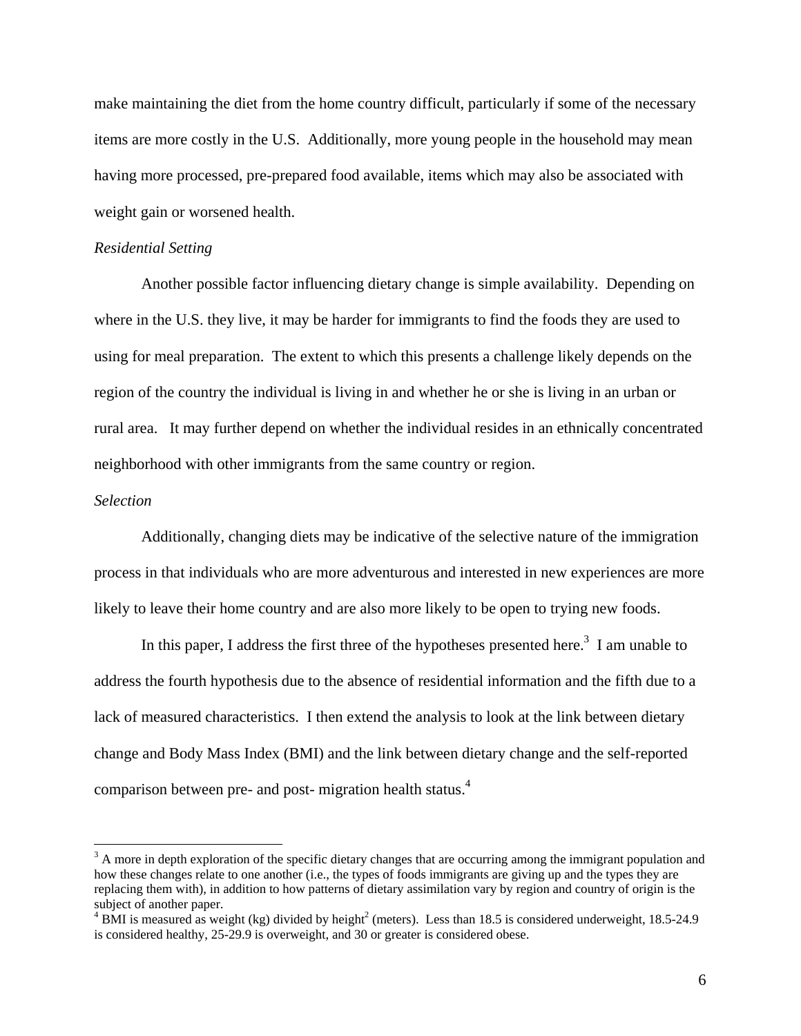make maintaining the diet from the home country difficult, particularly if some of the necessary items are more costly in the U.S. Additionally, more young people in the household may mean having more processed, pre-prepared food available, items which may also be associated with weight gain or worsened health.

*Residential Setting*

Another possible factor influencing dietary change is simple availability. Depending on where in the U.S. they live, it may be harder for immigrants to find the foods they are used to using for meal preparation. The extent to which this presents a challenge likely depends on the region of the country the individual is living in and whether he or she is living in an urban or rural area. It may further depend on whether the individual resides in an ethnically concentrated neighborhood with other immigrants from the same country or region.

*Selection*

Additionally, changing diets may be indicative of the selective nature of the immigration process in that individuals who are more adventurous and interested in new experiences are more likely to leave their home country and are also more likely to be open to trying new foods.

In this paper, I address the first three of the hypotheses presented here.[3] I am unable to address the fourth hypothesis due to the absence of residential information and the fifth due to a lack of measured characteristics. I then extend the analysis to look at the link between dietary change and Body Mass Index (BMI) and the link between dietary change and the self-reported comparison between pre- and post- migration health status.[4]

---

[3] A more in depth exploration of the specific dietary changes that are occurring among the immigrant population and how these changes relate to one another (i.e., the types of foods immigrants are giving up and the types they are replacing them with), in addition to how patterns of dietary assimilation vary by region and country of origin is the subject of another paper.

[4] BMI is measured as weight (kg) divided by height$^2$ (meters). Less than 18.5 is considered underweight, 18.5-24.9 is considered healthy, 25-29.9 is overweight, and 30 or greater is considered obese.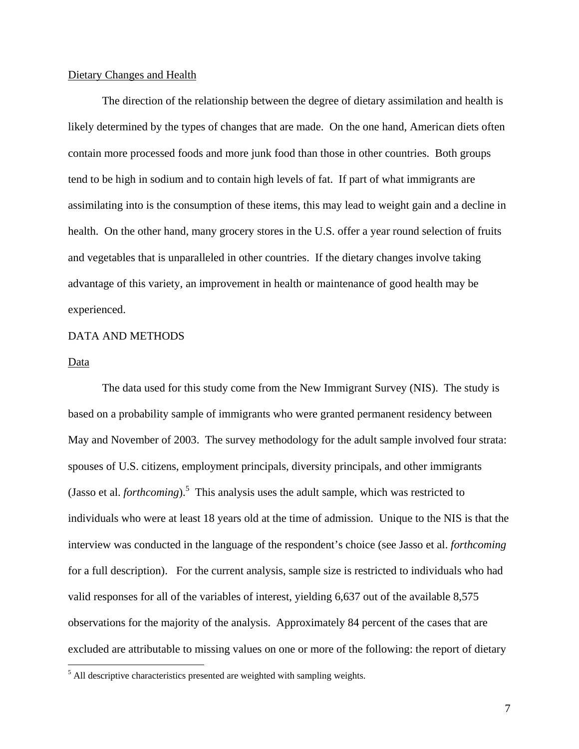Dietary Changes and Health

The direction of the relationship between the degree of dietary assimilation and health is likely determined by the types of changes that are made. On the one hand, American diets often contain more processed foods and more junk food than those in other countries. Both groups tend to be high in sodium and to contain high levels of fat. If part of what immigrants are assimilating into is the consumption of these items, this may lead to weight gain and a decline in health. On the other hand, many grocery stores in the U.S. offer a year round selection of fruits and vegetables that is unparalleled in other countries. If the dietary changes involve taking advantage of this variety, an improvement in health or maintenance of good health may be experienced.

## DATA AND METHODS

### Data

The data used for this study come from the New Immigrant Survey (NIS). The study is based on a probability sample of immigrants who were granted permanent residency between May and November of 2003. The survey methodology for the adult sample involved four strata: spouses of U.S. citizens, employment principals, diversity principals, and other immigrants (Jasso et al. *forthcoming*).[5] This analysis uses the adult sample, which was restricted to individuals who were at least 18 years old at the time of admission. Unique to the NIS is that the interview was conducted in the language of the respondent's choice (see Jasso et al. *forthcoming* for a full description). For the current analysis, sample size is restricted to individuals who had valid responses for all of the variables of interest, yielding 6,637 out of the available 8,575 observations for the majority of the analysis. Approximately 84 percent of the cases that are excluded are attributable to missing values on one or more of the following: the report of dietary

[5] All descriptive characteristics presented are weighted with sampling weights.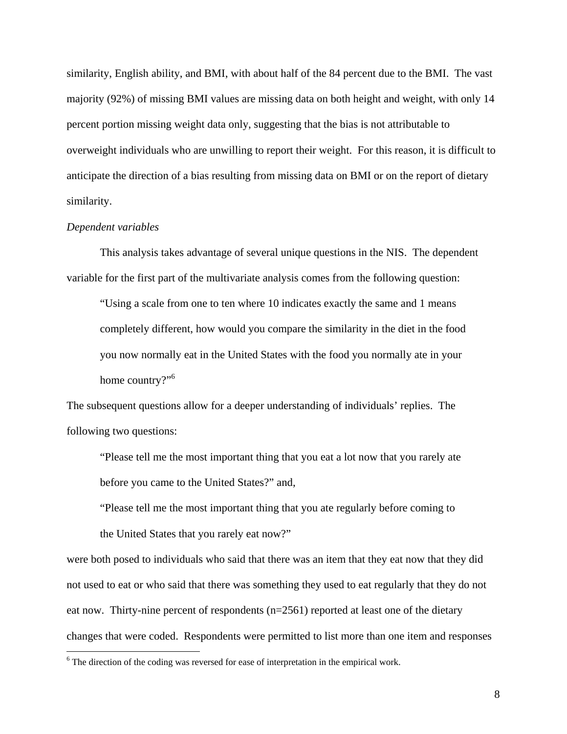similarity, English ability, and BMI, with about half of the 84 percent due to the BMI. The vast majority (92%) of missing BMI values are missing data on both height and weight, with only 14 percent portion missing weight data only, suggesting that the bias is not attributable to overweight individuals who are unwilling to report their weight. For this reason, it is difficult to anticipate the direction of a bias resulting from missing data on BMI or on the report of dietary similarity.

*Dependent variables*

This analysis takes advantage of several unique questions in the NIS. The dependent variable for the first part of the multivariate analysis comes from the following question:

> "Using a scale from one to ten where 10 indicates exactly the same and 1 means completely different, how would you compare the similarity in the diet in the food you now normally eat in the United States with the food you normally ate in your home country?"[6]

The subsequent questions allow for a deeper understanding of individuals' replies. The following two questions:

> "Please tell me the most important thing that you eat a lot now that you rarely ate before you came to the United States?" and,
>
> "Please tell me the most important thing that you ate regularly before coming to the United States that you rarely eat now?"

were both posed to individuals who said that there was an item that they eat now that they did not used to eat or who said that there was something they used to eat regularly that they do not eat now. Thirty-nine percent of respondents (n=2561) reported at least one of the dietary changes that were coded. Respondents were permitted to list more than one item and responses

[6] The direction of the coding was reversed for ease of interpretation in the empirical work.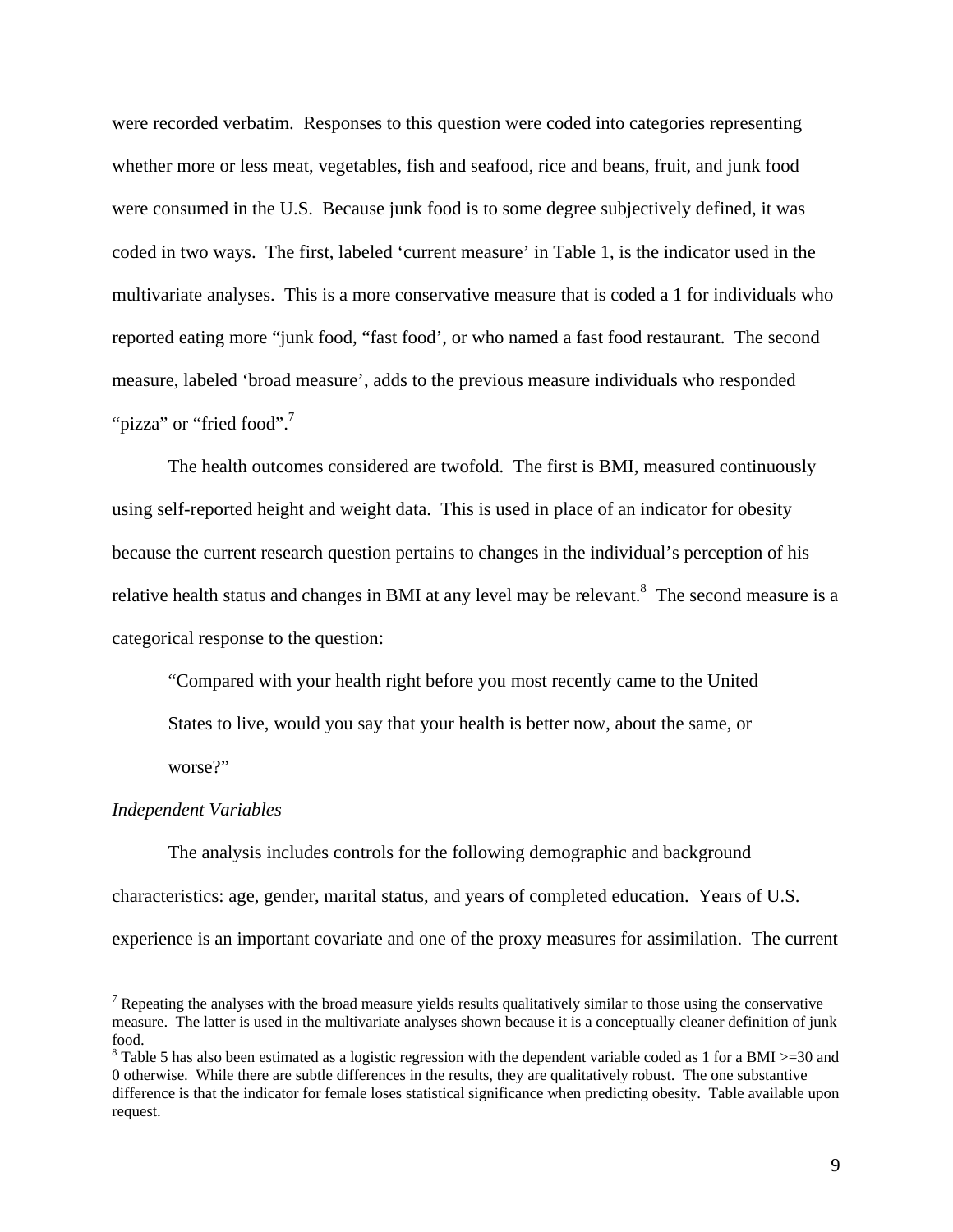were recorded verbatim. Responses to this question were coded into categories representing whether more or less meat, vegetables, fish and seafood, rice and beans, fruit, and junk food were consumed in the U.S. Because junk food is to some degree subjectively defined, it was coded in two ways. The first, labeled 'current measure' in Table 1, is the indicator used in the multivariate analyses. This is a more conservative measure that is coded a 1 for individuals who reported eating more "junk food, "fast food', or who named a fast food restaurant. The second measure, labeled 'broad measure', adds to the previous measure individuals who responded "pizza" or "fried food".[7]

The health outcomes considered are twofold. The first is BMI, measured continuously using self-reported height and weight data. This is used in place of an indicator for obesity because the current research question pertains to changes in the individual's perception of his relative health status and changes in BMI at any level may be relevant.[8] The second measure is a categorical response to the question:

> "Compared with your health right before you most recently came to the United States to live, would you say that your health is better now, about the same, or worse?"

*Independent Variables*

The analysis includes controls for the following demographic and background characteristics: age, gender, marital status, and years of completed education. Years of U.S. experience is an important covariate and one of the proxy measures for assimilation. The current

---

[7] Repeating the analyses with the broad measure yields results qualitatively similar to those using the conservative measure. The latter is used in the multivariate analyses shown because it is a conceptually cleaner definition of junk food.

[8] Table 5 has also been estimated as a logistic regression with the dependent variable coded as 1 for a BMI >=30 and 0 otherwise. While there are subtle differences in the results, they are qualitatively robust. The one substantive difference is that the indicator for female loses statistical significance when predicting obesity. Table available upon request.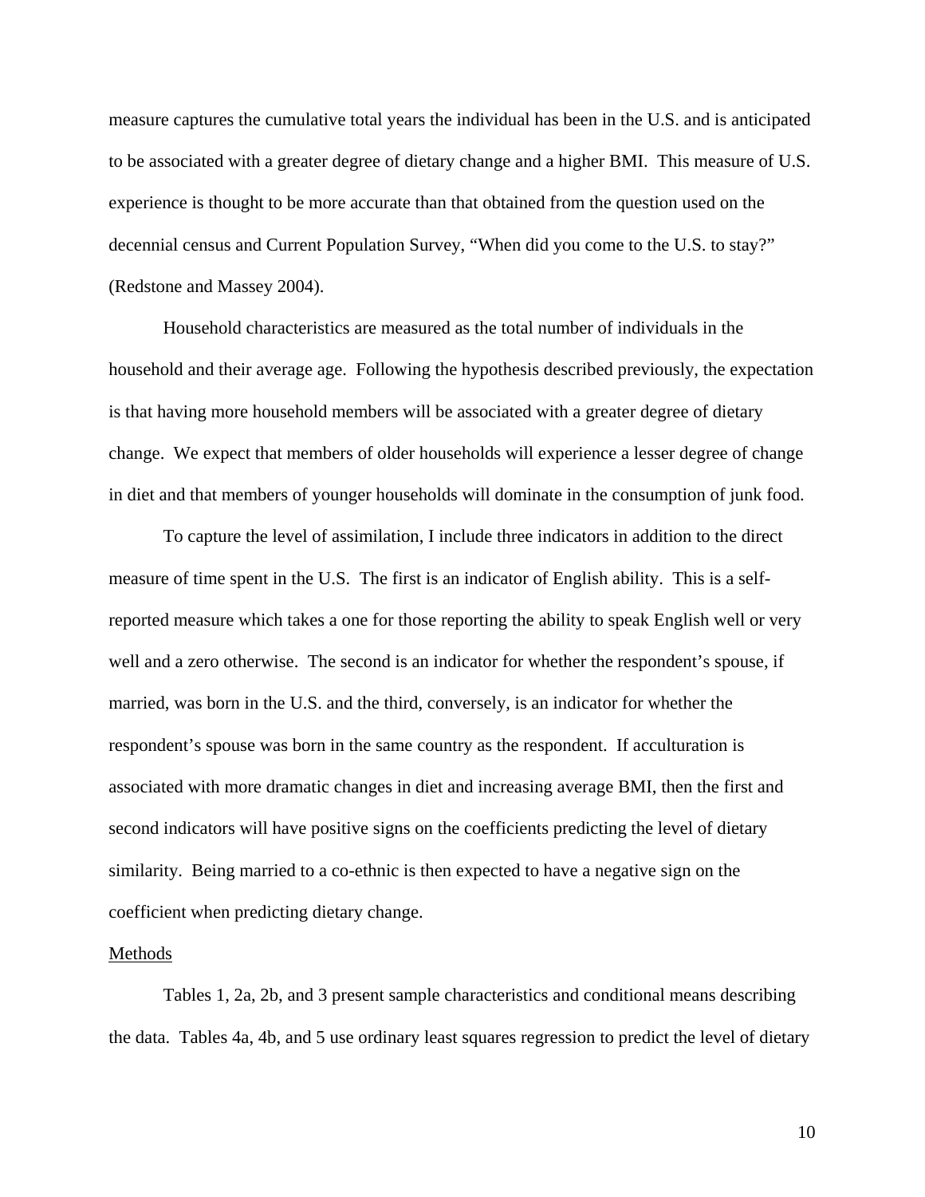measure captures the cumulative total years the individual has been in the U.S. and is anticipated to be associated with a greater degree of dietary change and a higher BMI. This measure of U.S. experience is thought to be more accurate than that obtained from the question used on the decennial census and Current Population Survey, "When did you come to the U.S. to stay?" (Redstone and Massey 2004).

Household characteristics are measured as the total number of individuals in the household and their average age. Following the hypothesis described previously, the expectation is that having more household members will be associated with a greater degree of dietary change. We expect that members of older households will experience a lesser degree of change in diet and that members of younger households will dominate in the consumption of junk food.

To capture the level of assimilation, I include three indicators in addition to the direct measure of time spent in the U.S. The first is an indicator of English ability. This is a self-reported measure which takes a one for those reporting the ability to speak English well or very well and a zero otherwise. The second is an indicator for whether the respondent's spouse, if married, was born in the U.S. and the third, conversely, is an indicator for whether the respondent's spouse was born in the same country as the respondent. If acculturation is associated with more dramatic changes in diet and increasing average BMI, then the first and second indicators will have positive signs on the coefficients predicting the level of dietary similarity. Being married to a co-ethnic is then expected to have a negative sign on the coefficient when predicting dietary change.

## Methods

Tables 1, 2a, 2b, and 3 present sample characteristics and conditional means describing the data. Tables 4a, 4b, and 5 use ordinary least squares regression to predict the level of dietary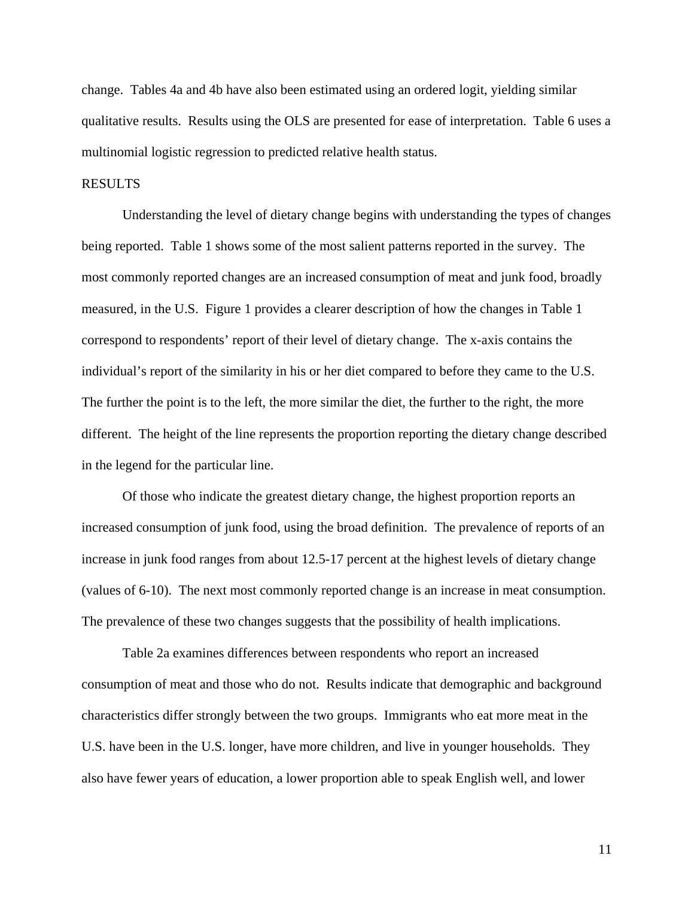change. Tables 4a and 4b have also been estimated using an ordered logit, yielding similar qualitative results. Results using the OLS are presented for ease of interpretation. Table 6 uses a multinomial logistic regression to predicted relative health status.

## RESULTS

Understanding the level of dietary change begins with understanding the types of changes being reported. Table 1 shows some of the most salient patterns reported in the survey. The most commonly reported changes are an increased consumption of meat and junk food, broadly measured, in the U.S. Figure 1 provides a clearer description of how the changes in Table 1 correspond to respondents' report of their level of dietary change. The x-axis contains the individual's report of the similarity in his or her diet compared to before they came to the U.S. The further the point is to the left, the more similar the diet, the further to the right, the more different. The height of the line represents the proportion reporting the dietary change described in the legend for the particular line.

Of those who indicate the greatest dietary change, the highest proportion reports an increased consumption of junk food, using the broad definition. The prevalence of reports of an increase in junk food ranges from about 12.5-17 percent at the highest levels of dietary change (values of 6-10). The next most commonly reported change is an increase in meat consumption. The prevalence of these two changes suggests that the possibility of health implications.

Table 2a examines differences between respondents who report an increased consumption of meat and those who do not. Results indicate that demographic and background characteristics differ strongly between the two groups. Immigrants who eat more meat in the U.S. have been in the U.S. longer, have more children, and live in younger households. They also have fewer years of education, a lower proportion able to speak English well, and lower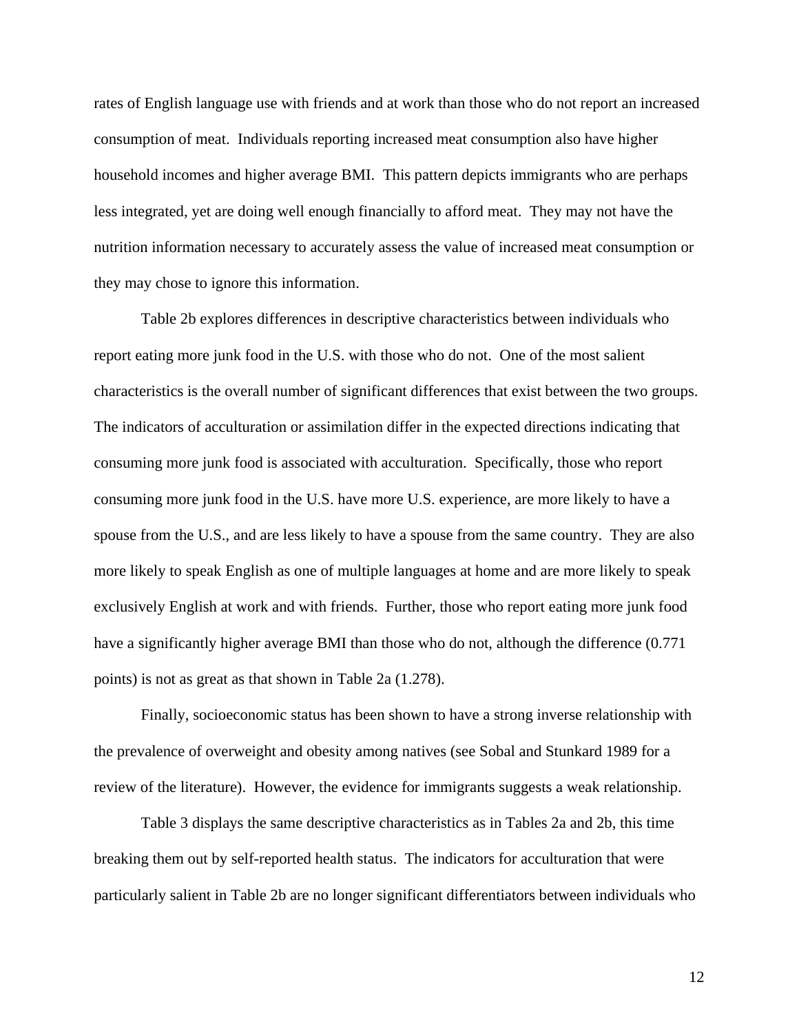rates of English language use with friends and at work than those who do not report an increased consumption of meat. Individuals reporting increased meat consumption also have higher household incomes and higher average BMI. This pattern depicts immigrants who are perhaps less integrated, yet are doing well enough financially to afford meat. They may not have the nutrition information necessary to accurately assess the value of increased meat consumption or they may chose to ignore this information.

Table 2b explores differences in descriptive characteristics between individuals who report eating more junk food in the U.S. with those who do not. One of the most salient characteristics is the overall number of significant differences that exist between the two groups. The indicators of acculturation or assimilation differ in the expected directions indicating that consuming more junk food is associated with acculturation. Specifically, those who report consuming more junk food in the U.S. have more U.S. experience, are more likely to have a spouse from the U.S., and are less likely to have a spouse from the same country. They are also more likely to speak English as one of multiple languages at home and are more likely to speak exclusively English at work and with friends. Further, those who report eating more junk food have a significantly higher average BMI than those who do not, although the difference (0.771 points) is not as great as that shown in Table 2a (1.278).

Finally, socioeconomic status has been shown to have a strong inverse relationship with the prevalence of overweight and obesity among natives (see Sobal and Stunkard 1989 for a review of the literature). However, the evidence for immigrants suggests a weak relationship.

Table 3 displays the same descriptive characteristics as in Tables 2a and 2b, this time breaking them out by self-reported health status. The indicators for acculturation that were particularly salient in Table 2b are no longer significant differentiators between individuals who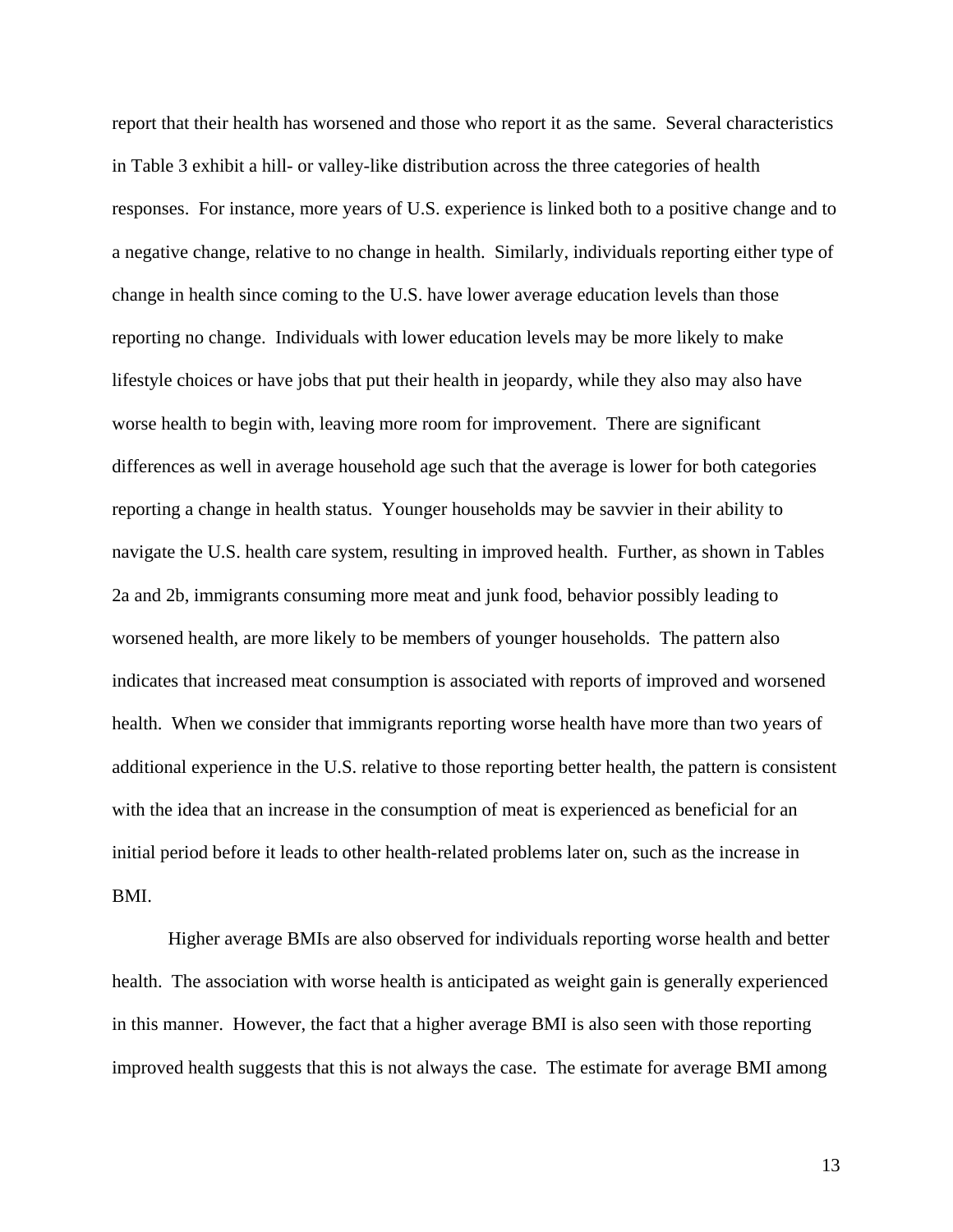report that their health has worsened and those who report it as the same. Several characteristics in Table 3 exhibit a hill- or valley-like distribution across the three categories of health responses. For instance, more years of U.S. experience is linked both to a positive change and to a negative change, relative to no change in health. Similarly, individuals reporting either type of change in health since coming to the U.S. have lower average education levels than those reporting no change. Individuals with lower education levels may be more likely to make lifestyle choices or have jobs that put their health in jeopardy, while they also may also have worse health to begin with, leaving more room for improvement. There are significant differences as well in average household age such that the average is lower for both categories reporting a change in health status. Younger households may be savvier in their ability to navigate the U.S. health care system, resulting in improved health. Further, as shown in Tables 2a and 2b, immigrants consuming more meat and junk food, behavior possibly leading to worsened health, are more likely to be members of younger households. The pattern also indicates that increased meat consumption is associated with reports of improved and worsened health. When we consider that immigrants reporting worse health have more than two years of additional experience in the U.S. relative to those reporting better health, the pattern is consistent with the idea that an increase in the consumption of meat is experienced as beneficial for an initial period before it leads to other health-related problems later on, such as the increase in BMI.

Higher average BMIs are also observed for individuals reporting worse health and better health. The association with worse health is anticipated as weight gain is generally experienced in this manner. However, the fact that a higher average BMI is also seen with those reporting improved health suggests that this is not always the case. The estimate for average BMI among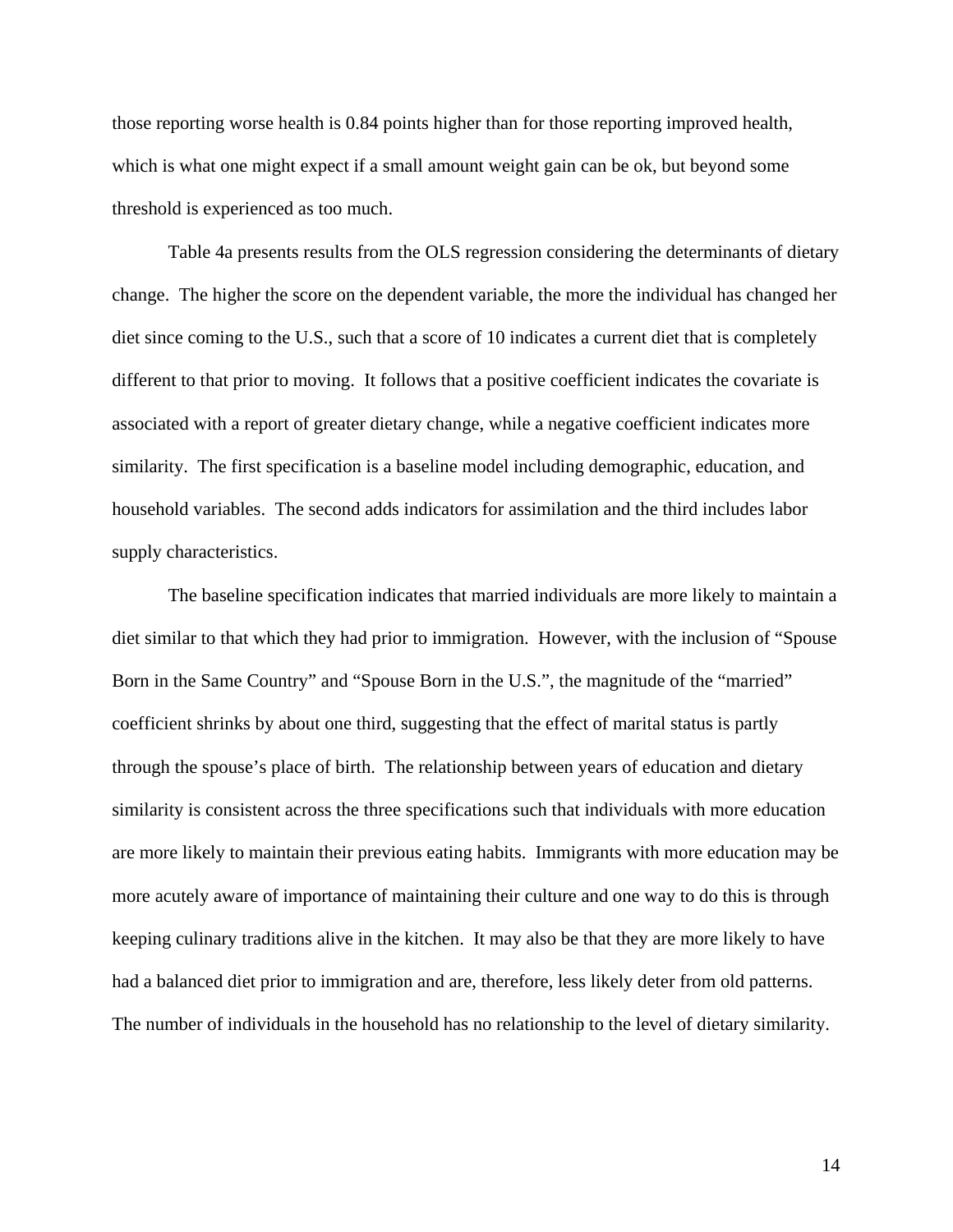those reporting worse health is 0.84 points higher than for those reporting improved health, which is what one might expect if a small amount weight gain can be ok, but beyond some threshold is experienced as too much.

Table 4a presents results from the OLS regression considering the determinants of dietary change. The higher the score on the dependent variable, the more the individual has changed her diet since coming to the U.S., such that a score of 10 indicates a current diet that is completely different to that prior to moving. It follows that a positive coefficient indicates the covariate is associated with a report of greater dietary change, while a negative coefficient indicates more similarity. The first specification is a baseline model including demographic, education, and household variables. The second adds indicators for assimilation and the third includes labor supply characteristics.

The baseline specification indicates that married individuals are more likely to maintain a diet similar to that which they had prior to immigration. However, with the inclusion of "Spouse Born in the Same Country" and "Spouse Born in the U.S.", the magnitude of the "married" coefficient shrinks by about one third, suggesting that the effect of marital status is partly through the spouse's place of birth. The relationship between years of education and dietary similarity is consistent across the three specifications such that individuals with more education are more likely to maintain their previous eating habits. Immigrants with more education may be more acutely aware of importance of maintaining their culture and one way to do this is through keeping culinary traditions alive in the kitchen. It may also be that they are more likely to have had a balanced diet prior to immigration and are, therefore, less likely deter from old patterns. The number of individuals in the household has no relationship to the level of dietary similarity.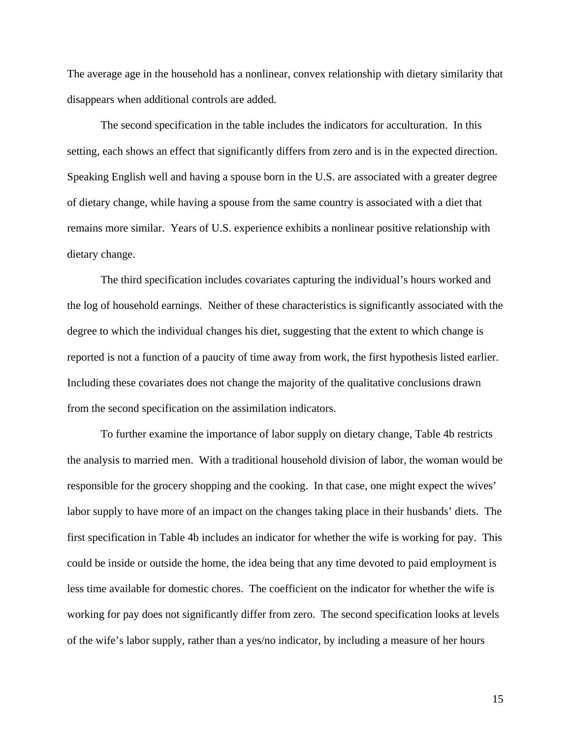The average age in the household has a nonlinear, convex relationship with dietary similarity that disappears when additional controls are added.

The second specification in the table includes the indicators for acculturation. In this setting, each shows an effect that significantly differs from zero and is in the expected direction. Speaking English well and having a spouse born in the U.S. are associated with a greater degree of dietary change, while having a spouse from the same country is associated with a diet that remains more similar. Years of U.S. experience exhibits a nonlinear positive relationship with dietary change.

The third specification includes covariates capturing the individual's hours worked and the log of household earnings. Neither of these characteristics is significantly associated with the degree to which the individual changes his diet, suggesting that the extent to which change is reported is not a function of a paucity of time away from work, the first hypothesis listed earlier. Including these covariates does not change the majority of the qualitative conclusions drawn from the second specification on the assimilation indicators.

To further examine the importance of labor supply on dietary change, Table 4b restricts the analysis to married men. With a traditional household division of labor, the woman would be responsible for the grocery shopping and the cooking. In that case, one might expect the wives' labor supply to have more of an impact on the changes taking place in their husbands' diets. The first specification in Table 4b includes an indicator for whether the wife is working for pay. This could be inside or outside the home, the idea being that any time devoted to paid employment is less time available for domestic chores. The coefficient on the indicator for whether the wife is working for pay does not significantly differ from zero. The second specification looks at levels of the wife's labor supply, rather than a yes/no indicator, by including a measure of her hours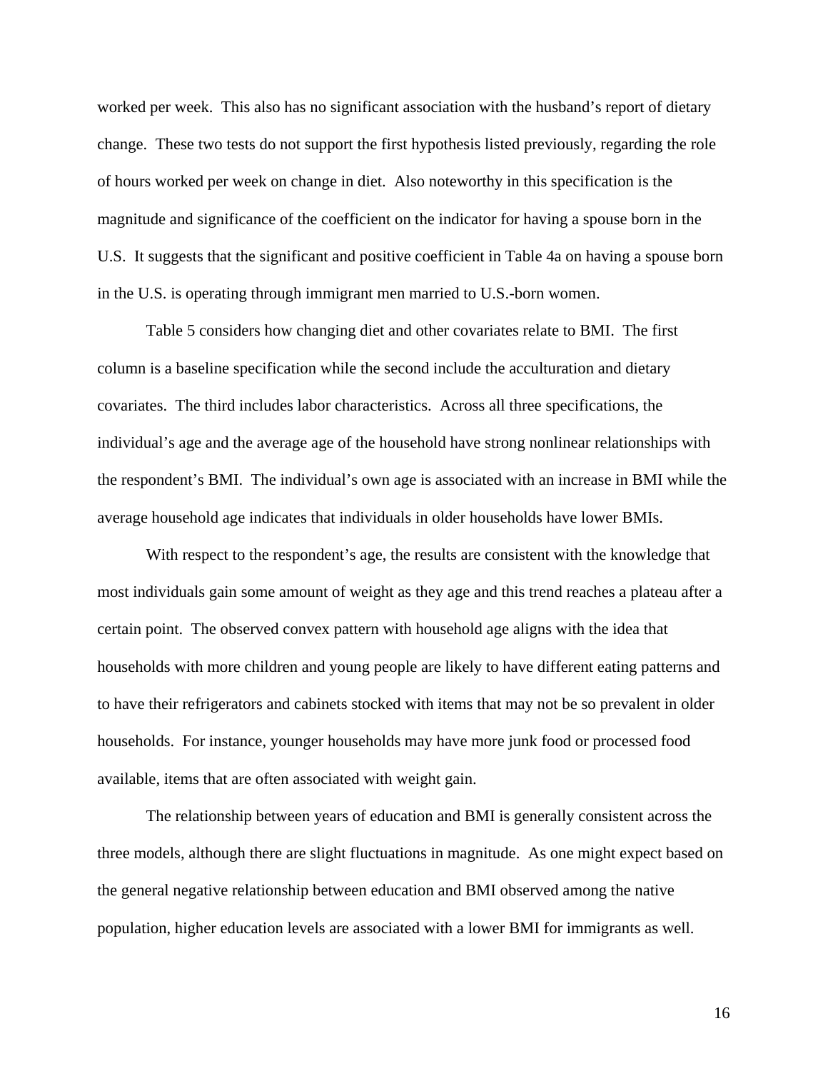worked per week. This also has no significant association with the husband's report of dietary change. These two tests do not support the first hypothesis listed previously, regarding the role of hours worked per week on change in diet. Also noteworthy in this specification is the magnitude and significance of the coefficient on the indicator for having a spouse born in the U.S. It suggests that the significant and positive coefficient in Table 4a on having a spouse born in the U.S. is operating through immigrant men married to U.S.-born women.

Table 5 considers how changing diet and other covariates relate to BMI. The first column is a baseline specification while the second include the acculturation and dietary covariates. The third includes labor characteristics. Across all three specifications, the individual's age and the average age of the household have strong nonlinear relationships with the respondent's BMI. The individual's own age is associated with an increase in BMI while the average household age indicates that individuals in older households have lower BMIs.

With respect to the respondent's age, the results are consistent with the knowledge that most individuals gain some amount of weight as they age and this trend reaches a plateau after a certain point. The observed convex pattern with household age aligns with the idea that households with more children and young people are likely to have different eating patterns and to have their refrigerators and cabinets stocked with items that may not be so prevalent in older households. For instance, younger households may have more junk food or processed food available, items that are often associated with weight gain.

The relationship between years of education and BMI is generally consistent across the three models, although there are slight fluctuations in magnitude. As one might expect based on the general negative relationship between education and BMI observed among the native population, higher education levels are associated with a lower BMI for immigrants as well.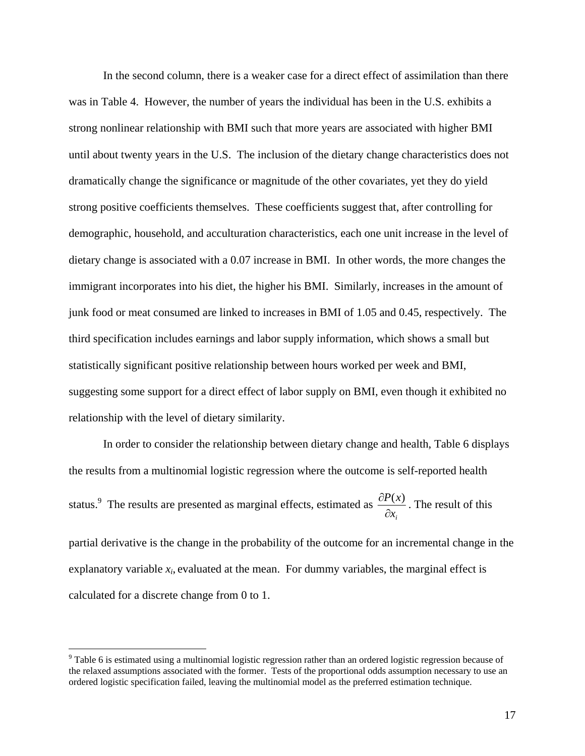In the second column, there is a weaker case for a direct effect of assimilation than there was in Table 4. However, the number of years the individual has been in the U.S. exhibits a strong nonlinear relationship with BMI such that more years are associated with higher BMI until about twenty years in the U.S. The inclusion of the dietary change characteristics does not dramatically change the significance or magnitude of the other covariates, yet they do yield strong positive coefficients themselves. These coefficients suggest that, after controlling for demographic, household, and acculturation characteristics, each one unit increase in the level of dietary change is associated with a 0.07 increase in BMI. In other words, the more changes the immigrant incorporates into his diet, the higher his BMI. Similarly, increases in the amount of junk food or meat consumed are linked to increases in BMI of 1.05 and 0.45, respectively. The third specification includes earnings and labor supply information, which shows a small but statistically significant positive relationship between hours worked per week and BMI, suggesting some support for a direct effect of labor supply on BMI, even though it exhibited no relationship with the level of dietary similarity.

In order to consider the relationship between dietary change and health, Table 6 displays the results from a multinomial logistic regression where the outcome is self-reported health status.[9] The results are presented as marginal effects, estimated as $\frac{\partial P(x)}{\partial x_i}$. The result of this partial derivative is the change in the probability of the outcome for an incremental change in the explanatory variable $x_i$, evaluated at the mean. For dummy variables, the marginal effect is calculated for a discrete change from 0 to 1.

---

[9] Table 6 is estimated using a multinomial logistic regression rather than an ordered logistic regression because of the relaxed assumptions associated with the former. Tests of the proportional odds assumption necessary to use an ordered logistic specification failed, leaving the multinomial model as the preferred estimation technique.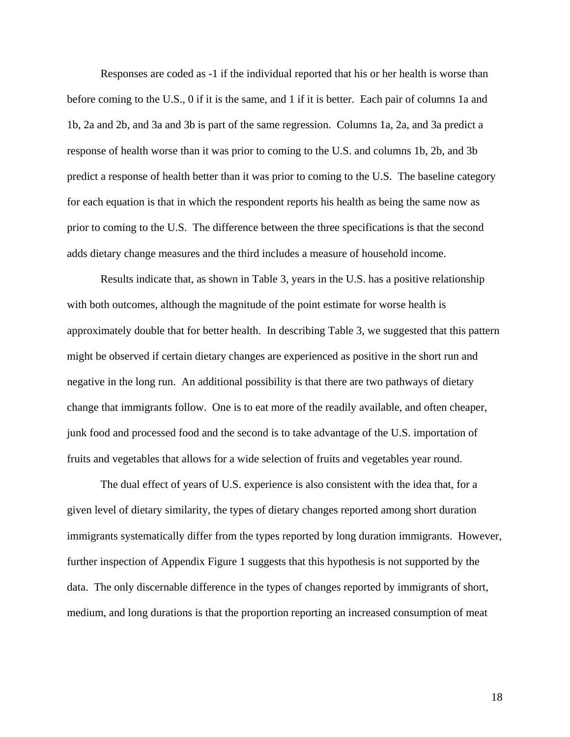Responses are coded as -1 if the individual reported that his or her health is worse than before coming to the U.S., 0 if it is the same, and 1 if it is better. Each pair of columns 1a and 1b, 2a and 2b, and 3a and 3b is part of the same regression. Columns 1a, 2a, and 3a predict a response of health worse than it was prior to coming to the U.S. and columns 1b, 2b, and 3b predict a response of health better than it was prior to coming to the U.S. The baseline category for each equation is that in which the respondent reports his health as being the same now as prior to coming to the U.S. The difference between the three specifications is that the second adds dietary change measures and the third includes a measure of household income.

Results indicate that, as shown in Table 3, years in the U.S. has a positive relationship with both outcomes, although the magnitude of the point estimate for worse health is approximately double that for better health. In describing Table 3, we suggested that this pattern might be observed if certain dietary changes are experienced as positive in the short run and negative in the long run. An additional possibility is that there are two pathways of dietary change that immigrants follow. One is to eat more of the readily available, and often cheaper, junk food and processed food and the second is to take advantage of the U.S. importation of fruits and vegetables that allows for a wide selection of fruits and vegetables year round.

The dual effect of years of U.S. experience is also consistent with the idea that, for a given level of dietary similarity, the types of dietary changes reported among short duration immigrants systematically differ from the types reported by long duration immigrants. However, further inspection of Appendix Figure 1 suggests that this hypothesis is not supported by the data. The only discernable difference in the types of changes reported by immigrants of short, medium, and long durations is that the proportion reporting an increased consumption of meat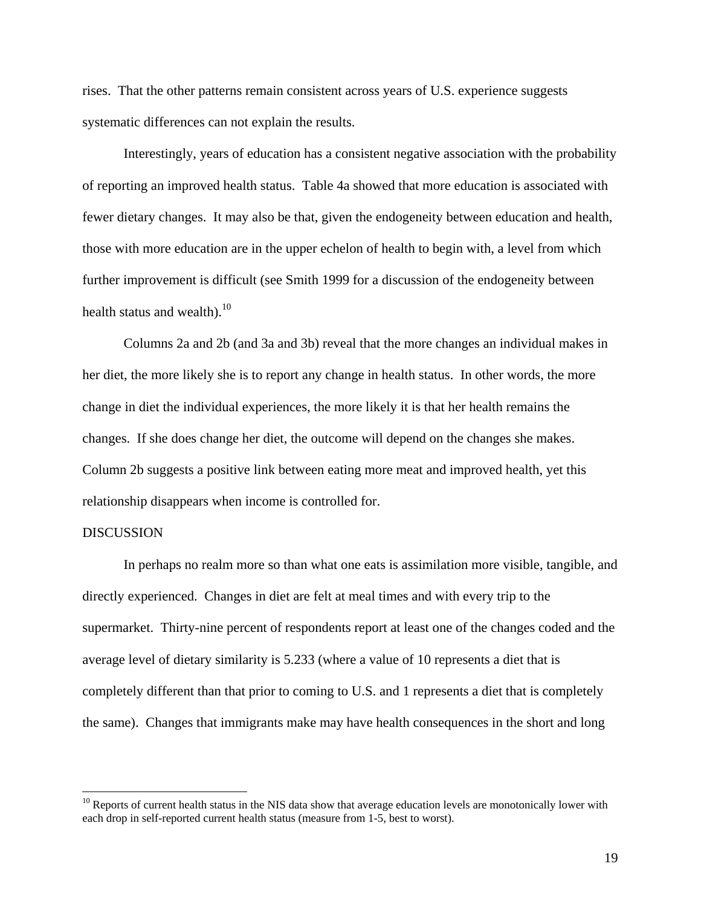rises. That the other patterns remain consistent across years of U.S. experience suggests systematic differences can not explain the results.

Interestingly, years of education has a consistent negative association with the probability of reporting an improved health status. Table 4a showed that more education is associated with fewer dietary changes. It may also be that, given the endogeneity between education and health, those with more education are in the upper echelon of health to begin with, a level from which further improvement is difficult (see Smith 1999 for a discussion of the endogeneity between health status and wealth).[10]

Columns 2a and 2b (and 3a and 3b) reveal that the more changes an individual makes in her diet, the more likely she is to report any change in health status. In other words, the more change in diet the individual experiences, the more likely it is that her health remains the changes. If she does change her diet, the outcome will depend on the changes she makes. Column 2b suggests a positive link between eating more meat and improved health, yet this relationship disappears when income is controlled for.

## DISCUSSION

In perhaps no realm more so than what one eats is assimilation more visible, tangible, and directly experienced. Changes in diet are felt at meal times and with every trip to the supermarket. Thirty-nine percent of respondents report at least one of the changes coded and the average level of dietary similarity is 5.233 (where a value of 10 represents a diet that is completely different than that prior to coming to U.S. and 1 represents a diet that is completely the same). Changes that immigrants make may have health consequences in the short and long

[10] Reports of current health status in the NIS data show that average education levels are monotonically lower with each drop in self-reported current health status (measure from 1-5, best to worst).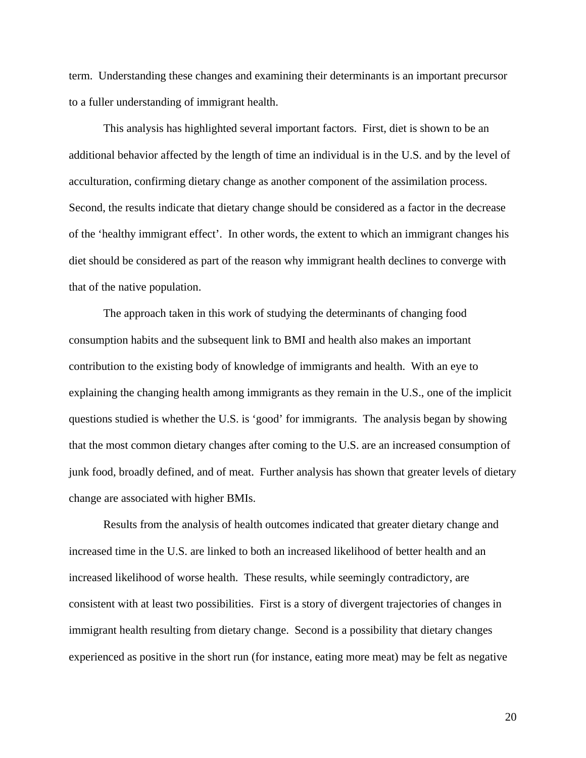term. Understanding these changes and examining their determinants is an important precursor to a fuller understanding of immigrant health.

This analysis has highlighted several important factors. First, diet is shown to be an additional behavior affected by the length of time an individual is in the U.S. and by the level of acculturation, confirming dietary change as another component of the assimilation process. Second, the results indicate that dietary change should be considered as a factor in the decrease of the 'healthy immigrant effect'. In other words, the extent to which an immigrant changes his diet should be considered as part of the reason why immigrant health declines to converge with that of the native population.

The approach taken in this work of studying the determinants of changing food consumption habits and the subsequent link to BMI and health also makes an important contribution to the existing body of knowledge of immigrants and health. With an eye to explaining the changing health among immigrants as they remain in the U.S., one of the implicit questions studied is whether the U.S. is 'good' for immigrants. The analysis began by showing that the most common dietary changes after coming to the U.S. are an increased consumption of junk food, broadly defined, and of meat. Further analysis has shown that greater levels of dietary change are associated with higher BMIs.

Results from the analysis of health outcomes indicated that greater dietary change and increased time in the U.S. are linked to both an increased likelihood of better health and an increased likelihood of worse health. These results, while seemingly contradictory, are consistent with at least two possibilities. First is a story of divergent trajectories of changes in immigrant health resulting from dietary change. Second is a possibility that dietary changes experienced as positive in the short run (for instance, eating more meat) may be felt as negative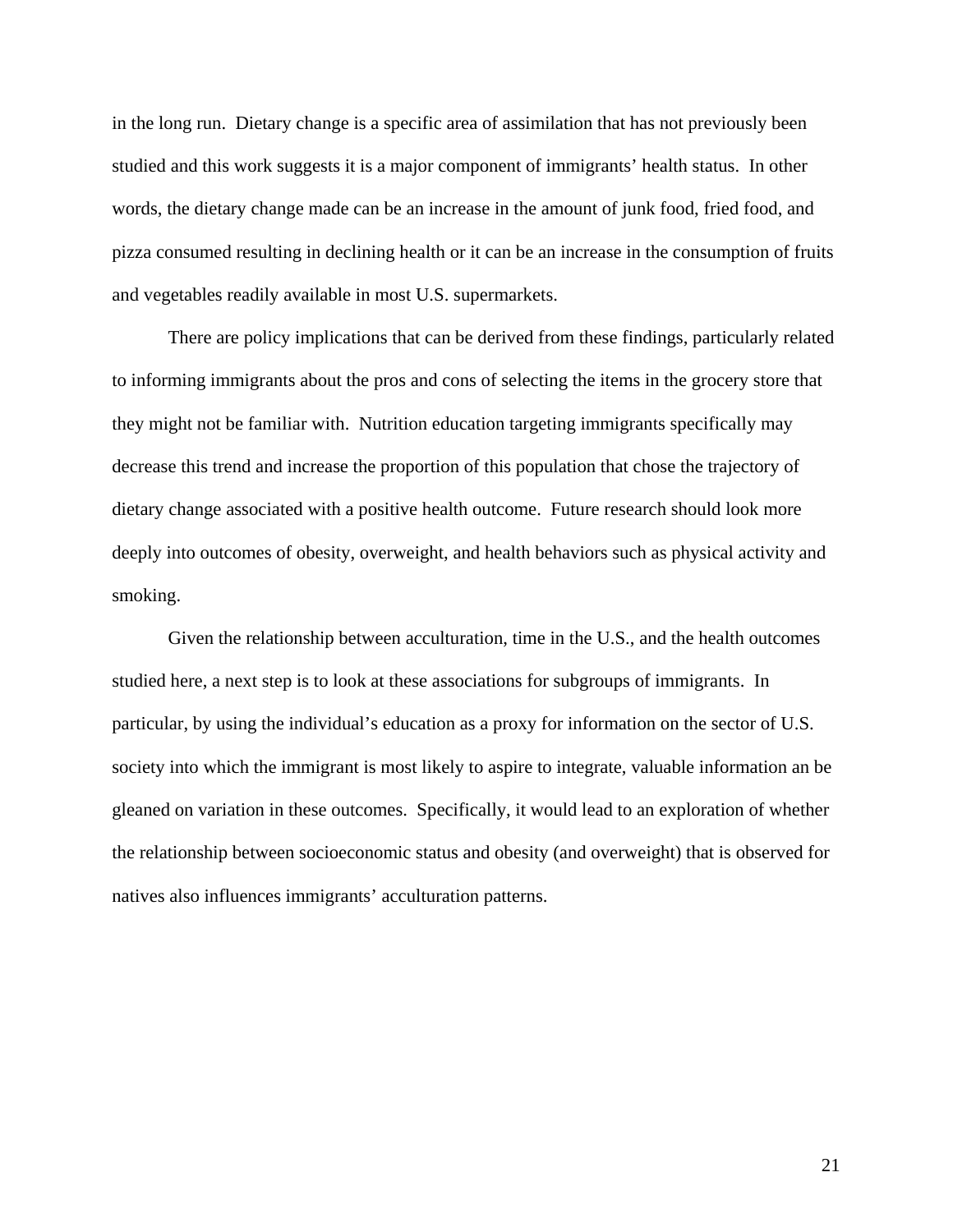in the long run. Dietary change is a specific area of assimilation that has not previously been studied and this work suggests it is a major component of immigrants' health status. In other words, the dietary change made can be an increase in the amount of junk food, fried food, and pizza consumed resulting in declining health or it can be an increase in the consumption of fruits and vegetables readily available in most U.S. supermarkets.

There are policy implications that can be derived from these findings, particularly related to informing immigrants about the pros and cons of selecting the items in the grocery store that they might not be familiar with. Nutrition education targeting immigrants specifically may decrease this trend and increase the proportion of this population that chose the trajectory of dietary change associated with a positive health outcome. Future research should look more deeply into outcomes of obesity, overweight, and health behaviors such as physical activity and smoking.

Given the relationship between acculturation, time in the U.S., and the health outcomes studied here, a next step is to look at these associations for subgroups of immigrants. In particular, by using the individual's education as a proxy for information on the sector of U.S. society into which the immigrant is most likely to aspire to integrate, valuable information an be gleaned on variation in these outcomes. Specifically, it would lead to an exploration of whether the relationship between socioeconomic status and obesity (and overweight) that is observed for natives also influences immigrants' acculturation patterns.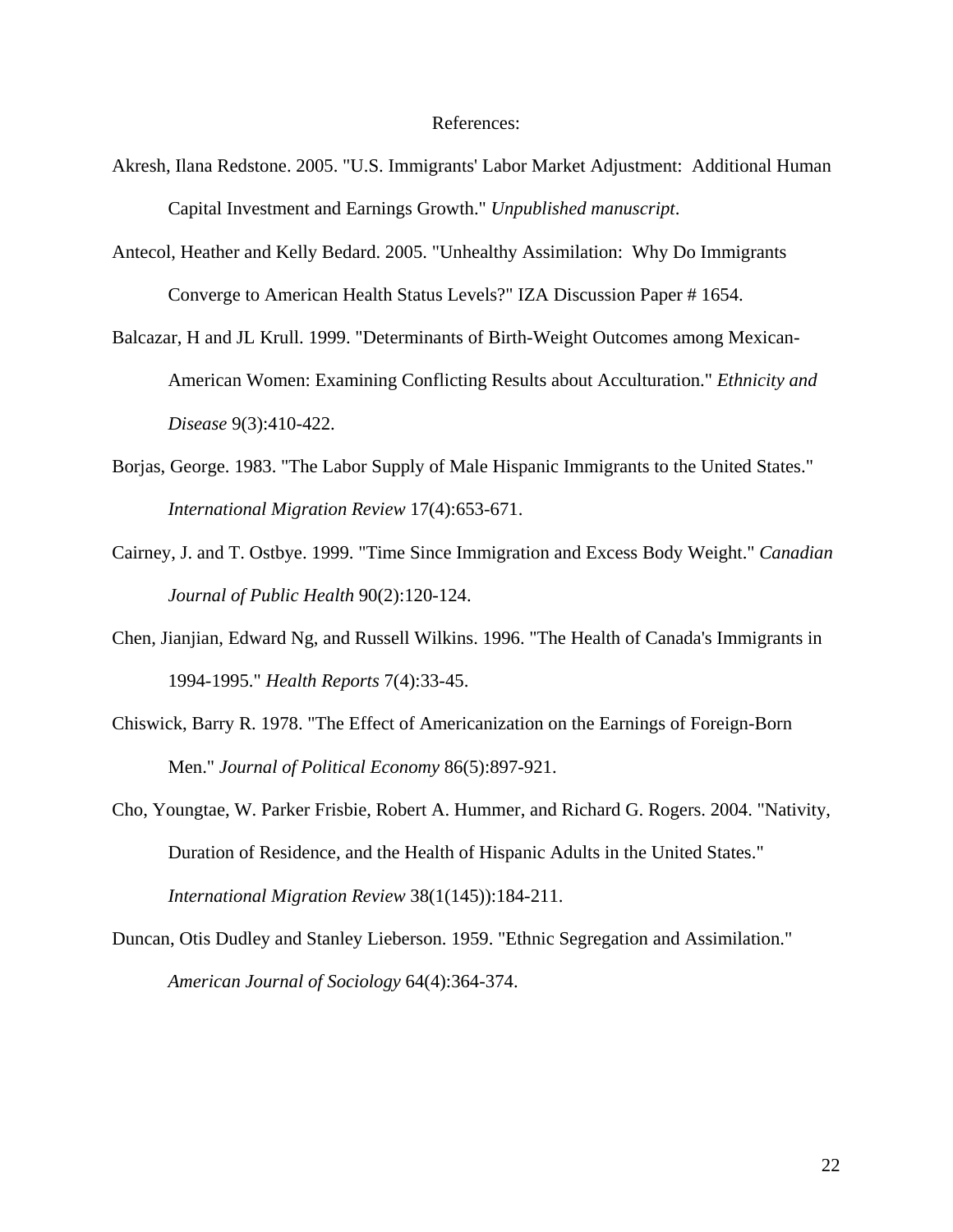References:

Akresh, Ilana Redstone. 2005. "U.S. Immigrants' Labor Market Adjustment: Additional Human Capital Investment and Earnings Growth." *Unpublished manuscript*.

Antecol, Heather and Kelly Bedard. 2005. "Unhealthy Assimilation: Why Do Immigrants Converge to American Health Status Levels?" IZA Discussion Paper # 1654.

Balcazar, H and JL Krull. 1999. "Determinants of Birth-Weight Outcomes among Mexican-American Women: Examining Conflicting Results about Acculturation." *Ethnicity and Disease* 9(3):410-422.

Borjas, George. 1983. "The Labor Supply of Male Hispanic Immigrants to the United States." *International Migration Review* 17(4):653-671.

Cairney, J. and T. Ostbye. 1999. "Time Since Immigration and Excess Body Weight." *Canadian Journal of Public Health* 90(2):120-124.

Chen, Jianjian, Edward Ng, and Russell Wilkins. 1996. "The Health of Canada's Immigrants in 1994-1995." *Health Reports* 7(4):33-45.

Chiswick, Barry R. 1978. "The Effect of Americanization on the Earnings of Foreign-Born Men." *Journal of Political Economy* 86(5):897-921.

Cho, Youngtae, W. Parker Frisbie, Robert A. Hummer, and Richard G. Rogers. 2004. "Nativity, Duration of Residence, and the Health of Hispanic Adults in the United States." *International Migration Review* 38(1(145)):184-211.

Duncan, Otis Dudley and Stanley Lieberson. 1959. "Ethnic Segregation and Assimilation." *American Journal of Sociology* 64(4):364-374.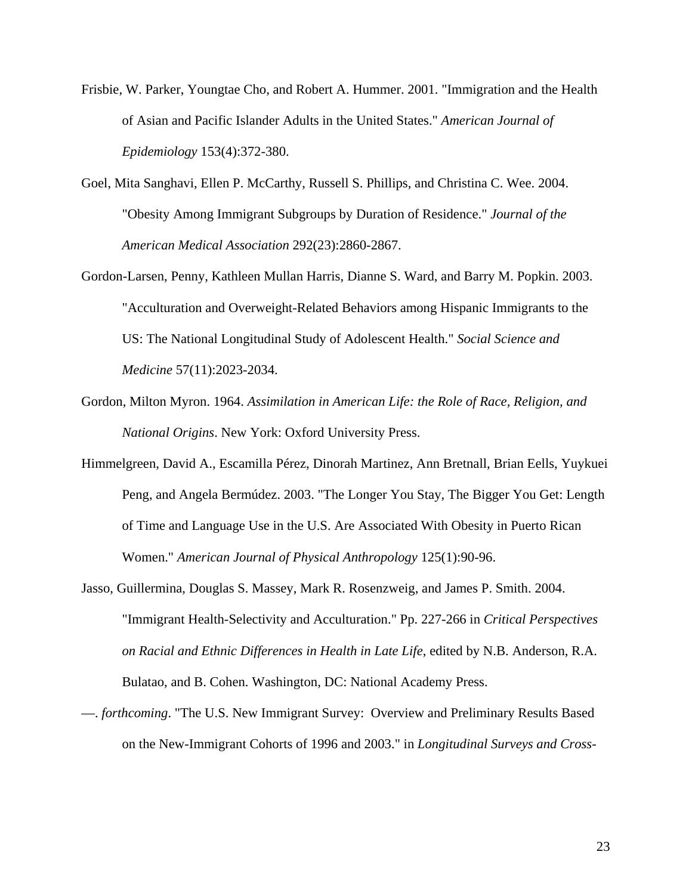Frisbie, W. Parker, Youngtae Cho, and Robert A. Hummer. 2001. "Immigration and the Health of Asian and Pacific Islander Adults in the United States." *American Journal of Epidemiology* 153(4):372-380.

Goel, Mita Sanghavi, Ellen P. McCarthy, Russell S. Phillips, and Christina C. Wee. 2004. "Obesity Among Immigrant Subgroups by Duration of Residence." *Journal of the American Medical Association* 292(23):2860-2867.

Gordon-Larsen, Penny, Kathleen Mullan Harris, Dianne S. Ward, and Barry M. Popkin. 2003. "Acculturation and Overweight-Related Behaviors among Hispanic Immigrants to the US: The National Longitudinal Study of Adolescent Health." *Social Science and Medicine* 57(11):2023-2034.

Gordon, Milton Myron. 1964. *Assimilation in American Life: the Role of Race, Religion, and National Origins*. New York: Oxford University Press.

Himmelgreen, David A., Escamilla Pérez, Dinorah Martinez, Ann Bretnall, Brian Eells, Yuykuei Peng, and Angela Bermúdez. 2003. "The Longer You Stay, The Bigger You Get: Length of Time and Language Use in the U.S. Are Associated With Obesity in Puerto Rican Women." *American Journal of Physical Anthropology* 125(1):90-96.

Jasso, Guillermina, Douglas S. Massey, Mark R. Rosenzweig, and James P. Smith. 2004. "Immigrant Health-Selectivity and Acculturation." Pp. 227-266 in *Critical Perspectives on Racial and Ethnic Differences in Health in Late Life*, edited by N.B. Anderson, R.A. Bulatao, and B. Cohen. Washington, DC: National Academy Press.

—. *forthcoming*. "The U.S. New Immigrant Survey: Overview and Preliminary Results Based on the New-Immigrant Cohorts of 1996 and 2003." in *Longitudinal Surveys and Cross-*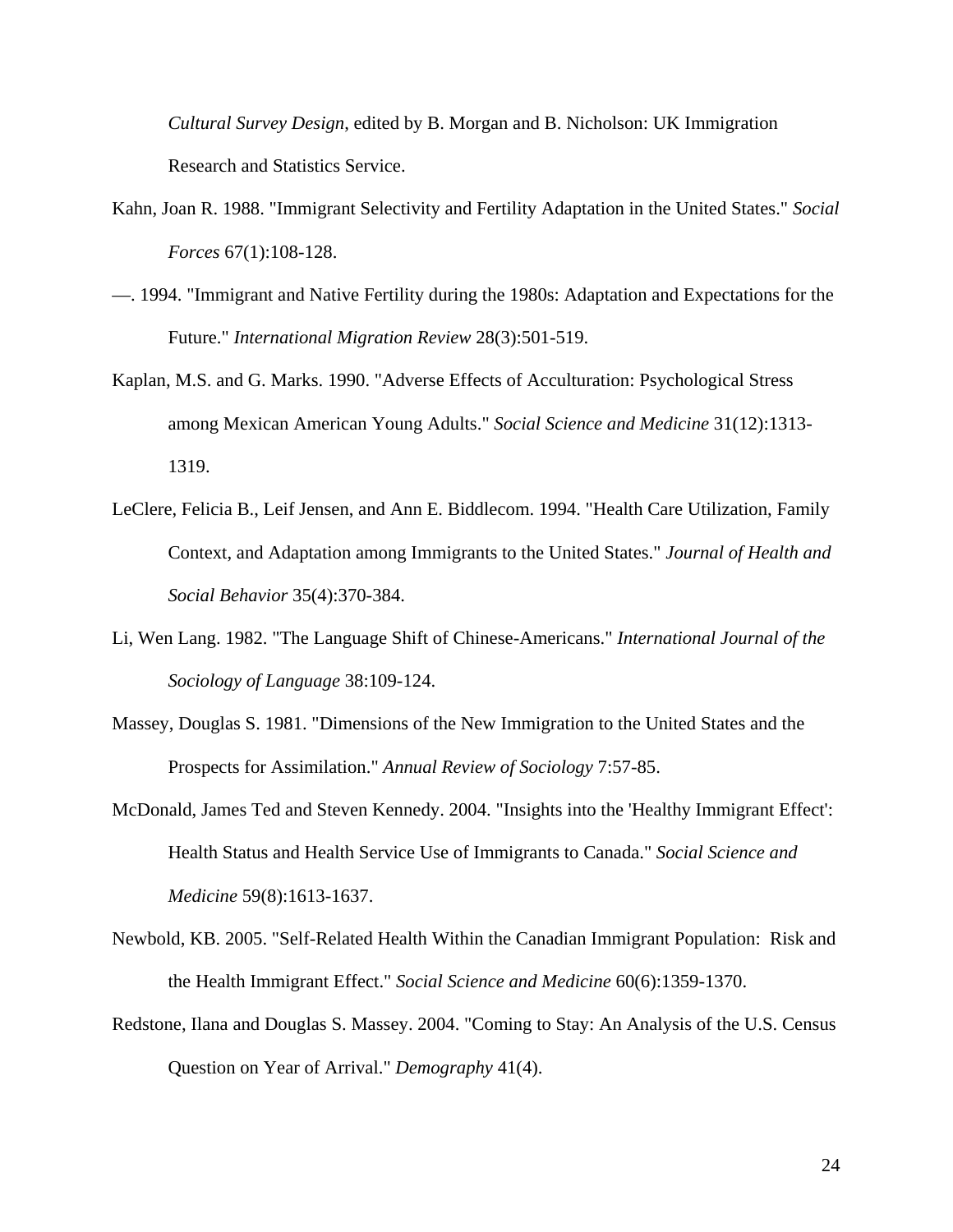*Cultural Survey Design*, edited by B. Morgan and B. Nicholson: UK Immigration Research and Statistics Service.

Kahn, Joan R. 1988. "Immigrant Selectivity and Fertility Adaptation in the United States." *Social Forces* 67(1):108-128.

—. 1994. "Immigrant and Native Fertility during the 1980s: Adaptation and Expectations for the Future." *International Migration Review* 28(3):501-519.

Kaplan, M.S. and G. Marks. 1990. "Adverse Effects of Acculturation: Psychological Stress among Mexican American Young Adults." *Social Science and Medicine* 31(12):1313-1319.

LeClere, Felicia B., Leif Jensen, and Ann E. Biddlecom. 1994. "Health Care Utilization, Family Context, and Adaptation among Immigrants to the United States." *Journal of Health and Social Behavior* 35(4):370-384.

Li, Wen Lang. 1982. "The Language Shift of Chinese-Americans." *International Journal of the Sociology of Language* 38:109-124.

Massey, Douglas S. 1981. "Dimensions of the New Immigration to the United States and the Prospects for Assimilation." *Annual Review of Sociology* 7:57-85.

McDonald, James Ted and Steven Kennedy. 2004. "Insights into the 'Healthy Immigrant Effect': Health Status and Health Service Use of Immigrants to Canada." *Social Science and Medicine* 59(8):1613-1637.

Newbold, KB. 2005. "Self-Related Health Within the Canadian Immigrant Population: Risk and the Health Immigrant Effect." *Social Science and Medicine* 60(6):1359-1370.

Redstone, Ilana and Douglas S. Massey. 2004. "Coming to Stay: An Analysis of the U.S. Census Question on Year of Arrival." *Demography* 41(4).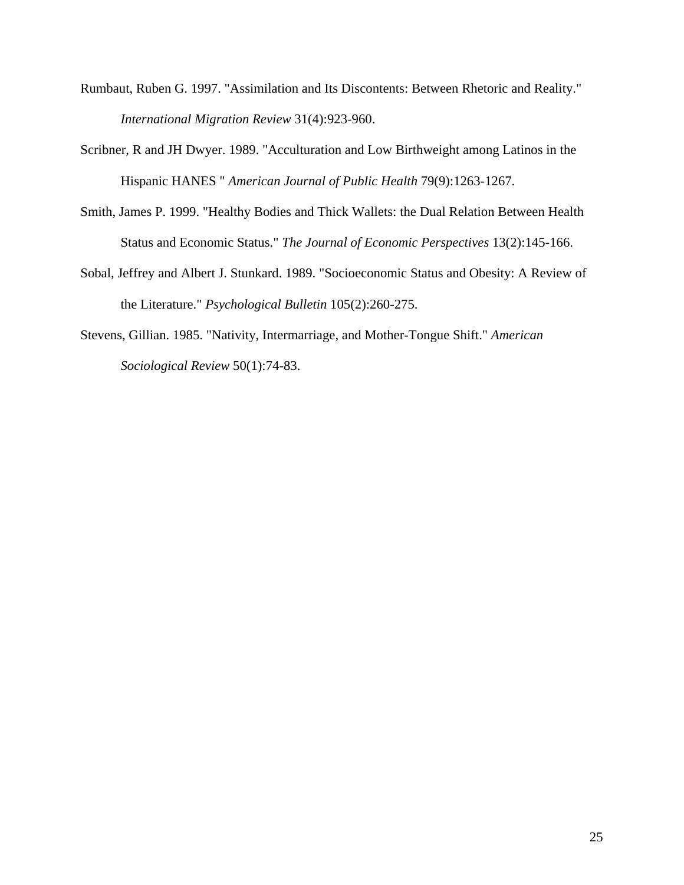Rumbaut, Ruben G. 1997. "Assimilation and Its Discontents: Between Rhetoric and Reality." *International Migration Review* 31(4):923-960.

Scribner, R and JH Dwyer. 1989. "Acculturation and Low Birthweight among Latinos in the Hispanic HANES " *American Journal of Public Health* 79(9):1263-1267.

Smith, James P. 1999. "Healthy Bodies and Thick Wallets: the Dual Relation Between Health Status and Economic Status." *The Journal of Economic Perspectives* 13(2):145-166.

Sobal, Jeffrey and Albert J. Stunkard. 1989. "Socioeconomic Status and Obesity: A Review of the Literature." *Psychological Bulletin* 105(2):260-275.

Stevens, Gillian. 1985. "Nativity, Intermarriage, and Mother-Tongue Shift." *American Sociological Review* 50(1):74-83.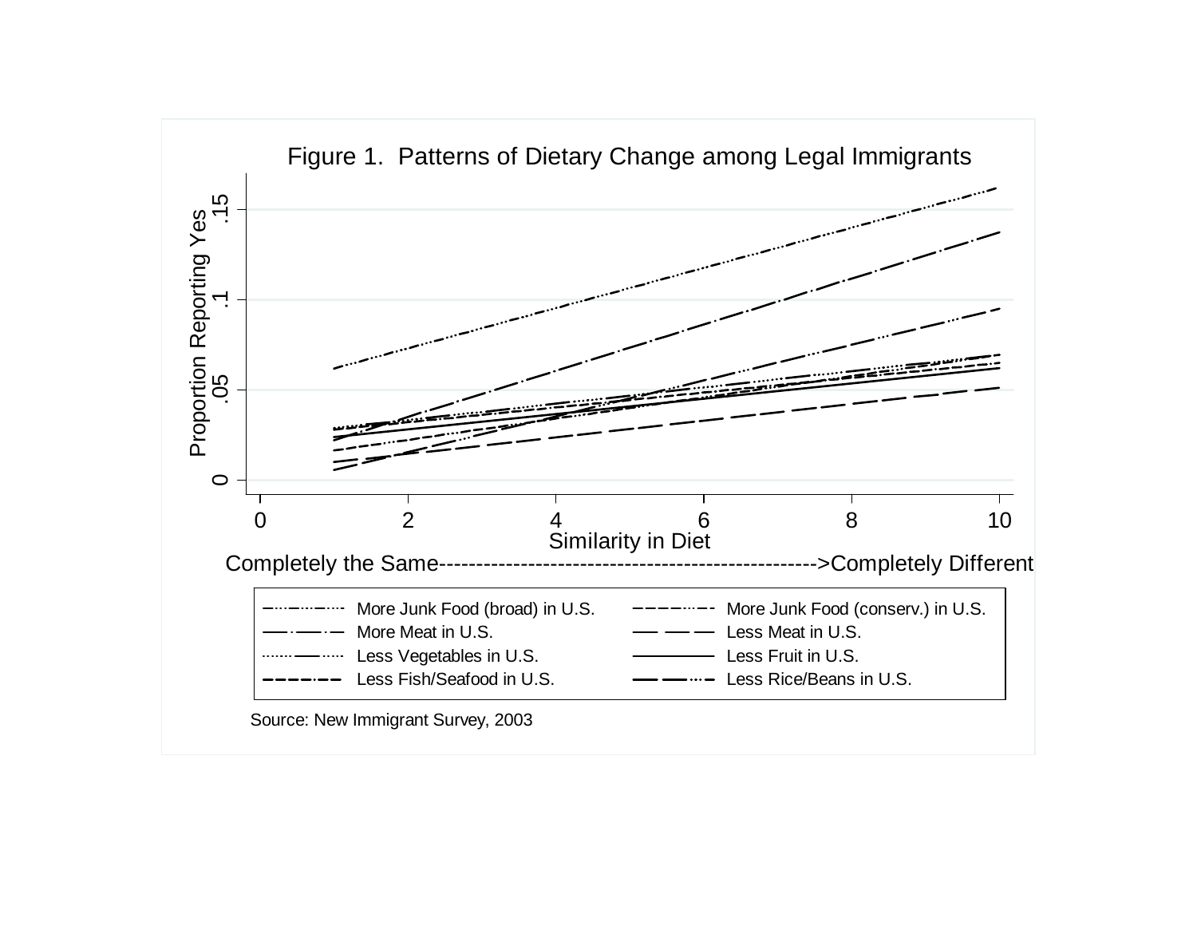Figure 1. Patterns of Dietary Change among Legal Immigrants

Proportion Reporting Yes

Similarity in Diet

Completely the Same-------------------------------------------------->Completely Different

| | |
|---|---|
| More Junk Food (broad) in U.S. | More Junk Food (conserv.) in U.S. |
| More Meat in U.S. | Less Meat in U.S. |
| Less Vegetables in U.S. | Less Fruit in U.S. |
| Less Fish/Seafood in U.S. | Less Rice/Beans in U.S. |

Source: New Immigrant Survey, 2003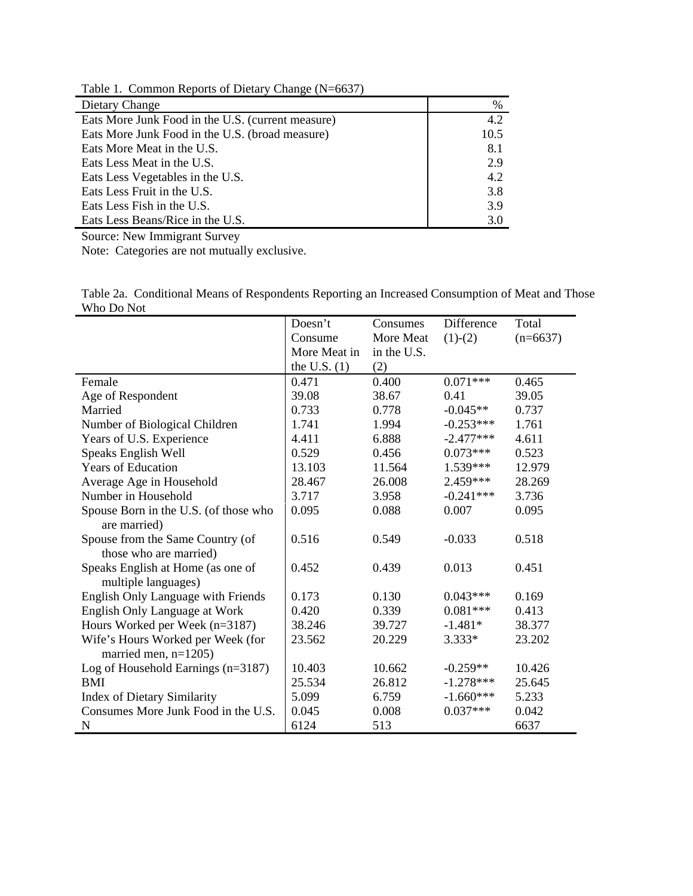Table 1. Common Reports of Dietary Change (N=6637)

| Dietary Change | % |
|---|---|
| Eats More Junk Food in the U.S. (current measure) | 4.2 |
| Eats More Junk Food in the U.S. (broad measure) | 10.5 |
| Eats More Meat in the U.S. | 8.1 |
| Eats Less Meat in the U.S. | 2.9 |
| Eats Less Vegetables in the U.S. | 4.2 |
| Eats Less Fruit in the U.S. | 3.8 |
| Eats Less Fish in the U.S. | 3.9 |
| Eats Less Beans/Rice in the U.S. | 3.0 |

Source: New Immigrant Survey
Note: Categories are not mutually exclusive.

Table 2a. Conditional Means of Respondents Reporting an Increased Consumption of Meat and Those Who Do Not

| | Doesn't Consume More Meat in the U.S. (1) | Consumes More Meat in the U.S. (2) | Difference (1)-(2) | Total (n=6637) |
|---|---|---|---|---|
| Female | 0.471 | 0.400 | 0.071*** | 0.465 |
| Age of Respondent | 39.08 | 38.67 | 0.41 | 39.05 |
| Married | 0.733 | 0.778 | -0.045** | 0.737 |
| Number of Biological Children | 1.741 | 1.994 | -0.253*** | 1.761 |
| Years of U.S. Experience | 4.411 | 6.888 | -2.477*** | 4.611 |
| Speaks English Well | 0.529 | 0.456 | 0.073*** | 0.523 |
| Years of Education | 13.103 | 11.564 | 1.539*** | 12.979 |
| Average Age in Household | 28.467 | 26.008 | 2.459*** | 28.269 |
| Number in Household | 3.717 | 3.958 | -0.241*** | 3.736 |
| Spouse Born in the U.S. (of those who are married) | 0.095 | 0.088 | 0.007 | 0.095 |
| Spouse from the Same Country (of those who are married) | 0.516 | 0.549 | -0.033 | 0.518 |
| Speaks English at Home (as one of multiple languages) | 0.452 | 0.439 | 0.013 | 0.451 |
| English Only Language with Friends | 0.173 | 0.130 | 0.043*** | 0.169 |
| English Only Language at Work | 0.420 | 0.339 | 0.081*** | 0.413 |
| Hours Worked per Week (n=3187) | 38.246 | 39.727 | -1.481* | 38.377 |
| Wife's Hours Worked per Week (for married men, n=1205) | 23.562 | 20.229 | 3.333* | 23.202 |
| Log of Household Earnings (n=3187) | 10.403 | 10.662 | -0.259** | 10.426 |
| BMI | 25.534 | 26.812 | -1.278*** | 25.645 |
| Index of Dietary Similarity | 5.099 | 6.759 | -1.660*** | 5.233 |
| Consumes More Junk Food in the U.S. | 0.045 | 0.008 | 0.037*** | 0.042 |
| N | 6124 | 513 | | 6637 |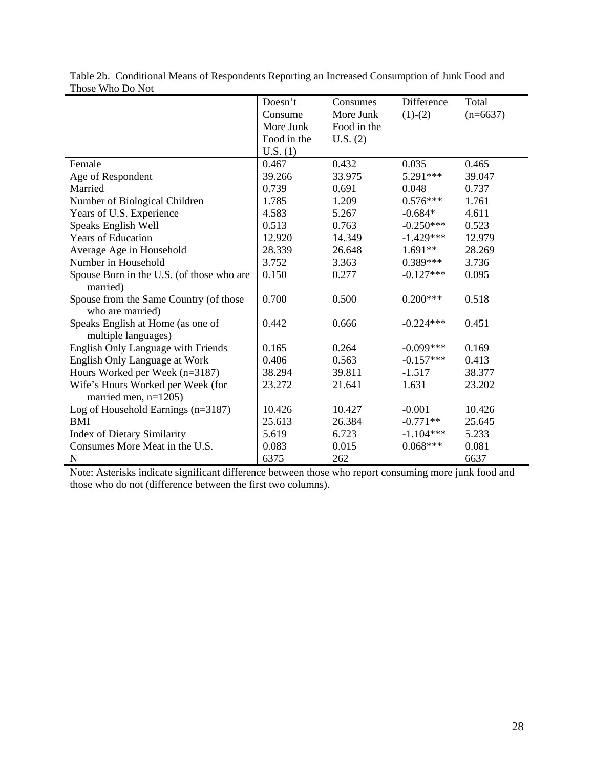Table 2b. Conditional Means of Respondents Reporting an Increased Consumption of Junk Food and Those Who Do Not

| | Doesn't Consume More Junk Food in the U.S. (1) | Consumes More Junk Food in the U.S. (2) | Difference (1)-(2) | Total (n=6637) |
|---|---|---|---|---|
| Female | 0.467 | 0.432 | 0.035 | 0.465 |
| Age of Respondent | 39.266 | 33.975 | 5.291*** | 39.047 |
| Married | 0.739 | 0.691 | 0.048 | 0.737 |
| Number of Biological Children | 1.785 | 1.209 | 0.576*** | 1.761 |
| Years of U.S. Experience | 4.583 | 5.267 | -0.684* | 4.611 |
| Speaks English Well | 0.513 | 0.763 | -0.250*** | 0.523 |
| Years of Education | 12.920 | 14.349 | -1.429*** | 12.979 |
| Average Age in Household | 28.339 | 26.648 | 1.691** | 28.269 |
| Number in Household | 3.752 | 3.363 | 0.389*** | 3.736 |
| Spouse Born in the U.S. (of those who are married) | 0.150 | 0.277 | -0.127*** | 0.095 |
| Spouse from the Same Country (of those who are married) | 0.700 | 0.500 | 0.200*** | 0.518 |
| Speaks English at Home (as one of multiple languages) | 0.442 | 0.666 | -0.224*** | 0.451 |
| English Only Language with Friends | 0.165 | 0.264 | -0.099*** | 0.169 |
| English Only Language at Work | 0.406 | 0.563 | -0.157*** | 0.413 |
| Hours Worked per Week (n=3187) | 38.294 | 39.811 | -1.517 | 38.377 |
| Wife's Hours Worked per Week (for married men, n=1205) | 23.272 | 21.641 | 1.631 | 23.202 |
| Log of Household Earnings (n=3187) | 10.426 | 10.427 | -0.001 | 10.426 |
| BMI | 25.613 | 26.384 | -0.771** | 25.645 |
| Index of Dietary Similarity | 5.619 | 6.723 | -1.104*** | 5.233 |
| Consumes More Meat in the U.S. | 0.083 | 0.015 | 0.068*** | 0.081 |
| N | 6375 | 262 | | 6637 |

Note: Asterisks indicate significant difference between those who report consuming more junk food and those who do not (difference between the first two columns).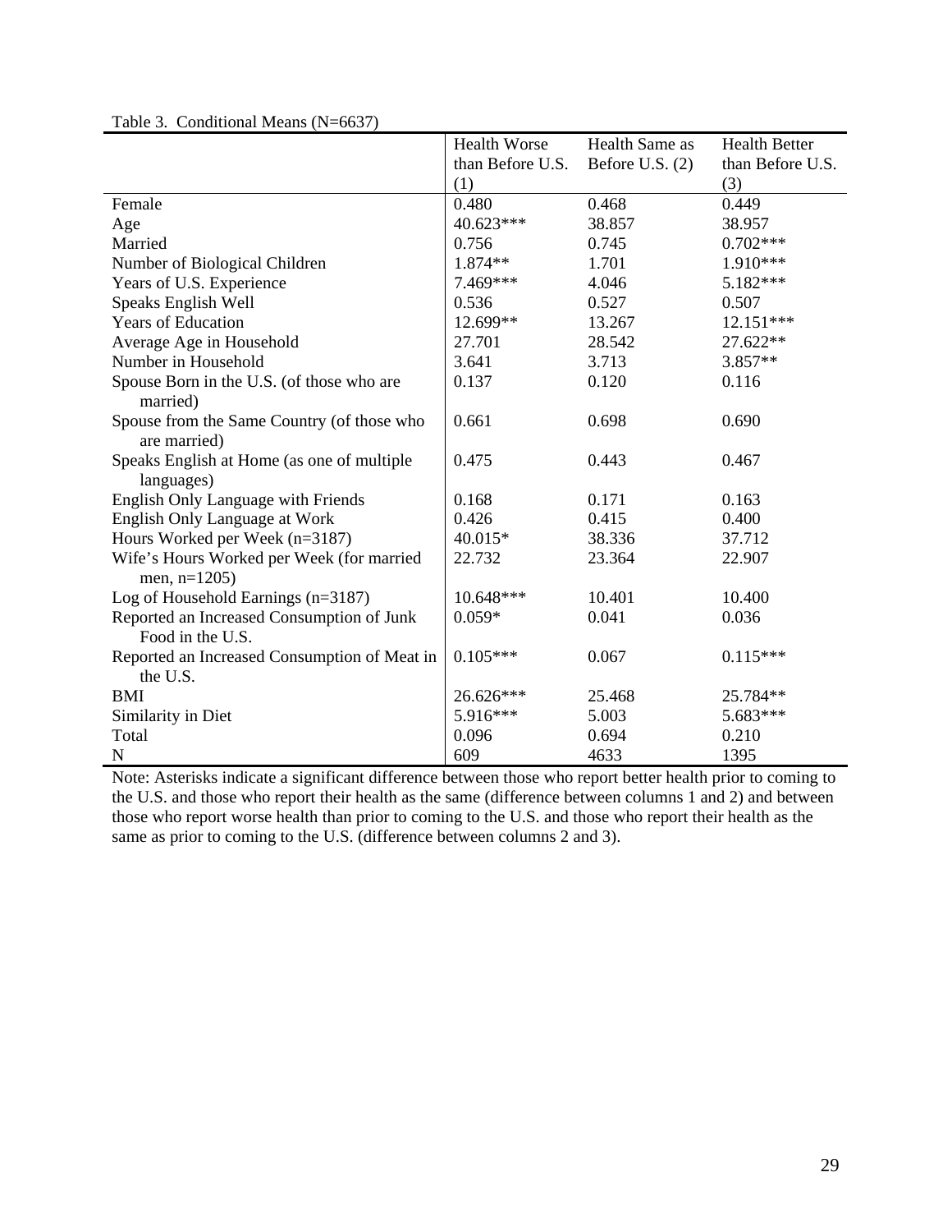Table 3. Conditional Means (N=6637)

| | Health Worse than Before U.S. (1) | Health Same as Before U.S. (2) | Health Better than Before U.S. (3) |
|---|---|---|---|
| Female | 0.480 | 0.468 | 0.449 |
| Age | 40.623*** | 38.857 | 38.957 |
| Married | 0.756 | 0.745 | 0.702*** |
| Number of Biological Children | 1.874** | 1.701 | 1.910*** |
| Years of U.S. Experience | 7.469*** | 4.046 | 5.182*** |
| Speaks English Well | 0.536 | 0.527 | 0.507 |
| Years of Education | 12.699** | 13.267 | 12.151*** |
| Average Age in Household | 27.701 | 28.542 | 27.622** |
| Number in Household | 3.641 | 3.713 | 3.857** |
| Spouse Born in the U.S. (of those who are married) | 0.137 | 0.120 | 0.116 |
| Spouse from the Same Country (of those who are married) | 0.661 | 0.698 | 0.690 |
| Speaks English at Home (as one of multiple languages) | 0.475 | 0.443 | 0.467 |
| English Only Language with Friends | 0.168 | 0.171 | 0.163 |
| English Only Language at Work | 0.426 | 0.415 | 0.400 |
| Hours Worked per Week (n=3187) | 40.015* | 38.336 | 37.712 |
| Wife's Hours Worked per Week (for married men, n=1205) | 22.732 | 23.364 | 22.907 |
| Log of Household Earnings (n=3187) | 10.648*** | 10.401 | 10.400 |
| Reported an Increased Consumption of Junk Food in the U.S. | 0.059* | 0.041 | 0.036 |
| Reported an Increased Consumption of Meat in the U.S. | 0.105*** | 0.067 | 0.115*** |
| BMI | 26.626*** | 25.468 | 25.784** |
| Similarity in Diet | 5.916*** | 5.003 | 5.683*** |
| Total | 0.096 | 0.694 | 0.210 |
| N | 609 | 4633 | 1395 |

Note: Asterisks indicate a significant difference between those who report better health prior to coming to the U.S. and those who report their health as the same (difference between columns 1 and 2) and between those who report worse health than prior to coming to the U.S. and those who report their health as the same as prior to coming to the U.S. (difference between columns 2 and 3).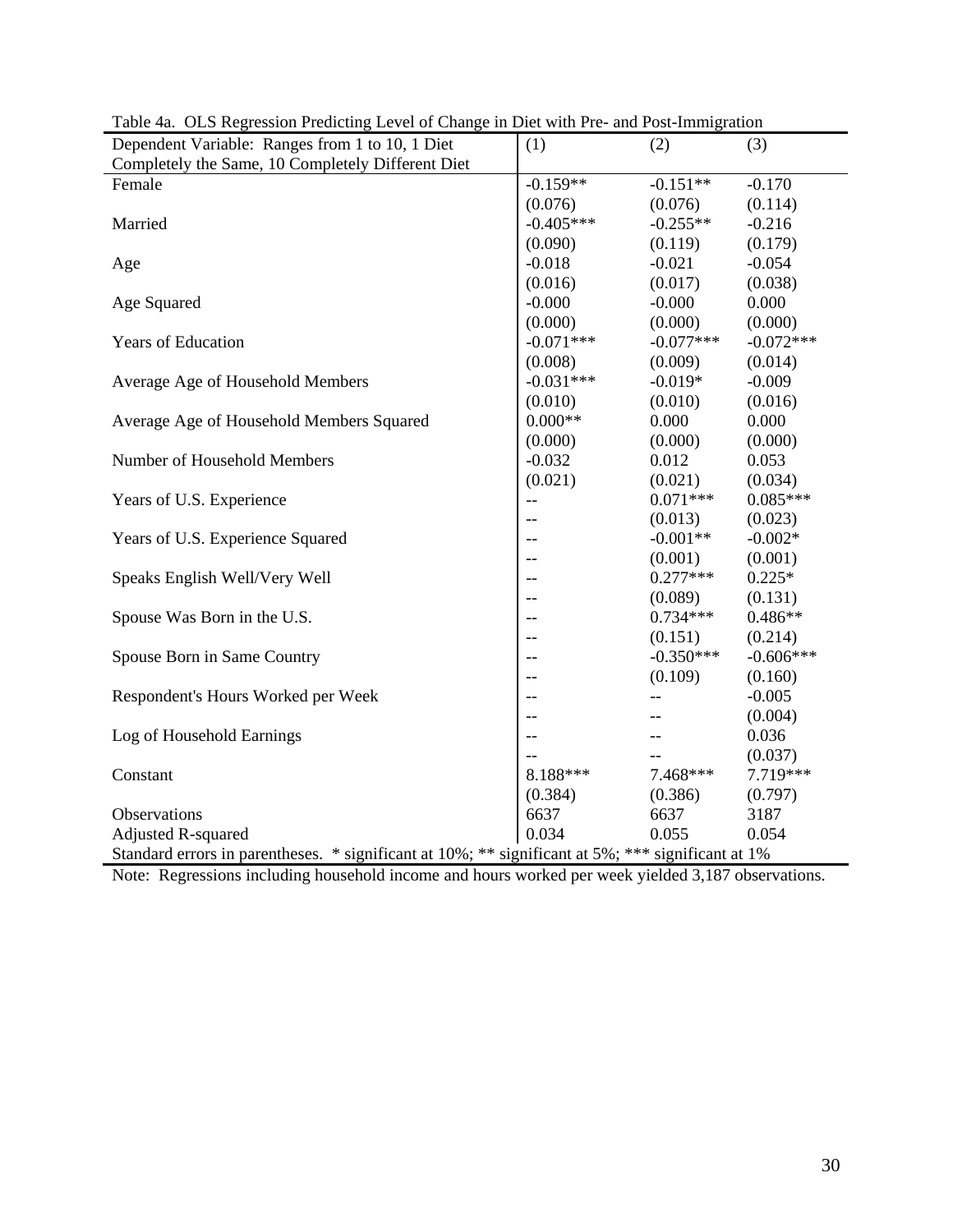Table 4a. OLS Regression Predicting Level of Change in Diet with Pre- and Post-Immigration

| Dependent Variable: Ranges from 1 to 10, 1 Diet Completely the Same, 10 Completely Different Diet | (1) | (2) | (3) |
|---|---|---|---|
| Female | -0.159** | -0.151** | -0.170 |
| | (0.076) | (0.076) | (0.114) |
| Married | -0.405*** | -0.255** | -0.216 |
| | (0.090) | (0.119) | (0.179) |
| Age | -0.018 | -0.021 | -0.054 |
| | (0.016) | (0.017) | (0.038) |
| Age Squared | -0.000 | -0.000 | 0.000 |
| | (0.000) | (0.000) | (0.000) |
| Years of Education | -0.071*** | -0.077*** | -0.072*** |
| | (0.008) | (0.009) | (0.014) |
| Average Age of Household Members | -0.031*** | -0.019* | -0.009 |
| | (0.010) | (0.010) | (0.016) |
| Average Age of Household Members Squared | 0.000** | 0.000 | 0.000 |
| | (0.000) | (0.000) | (0.000) |
| Number of Household Members | -0.032 | 0.012 | 0.053 |
| | (0.021) | (0.021) | (0.034) |
| Years of U.S. Experience | -- | 0.071*** | 0.085*** |
| | -- | (0.013) | (0.023) |
| Years of U.S. Experience Squared | -- | -0.001** | -0.002* |
| | -- | (0.001) | (0.001) |
| Speaks English Well/Very Well | -- | 0.277*** | 0.225* |
| | -- | (0.089) | (0.131) |
| Spouse Was Born in the U.S. | -- | 0.734*** | 0.486** |
| | -- | (0.151) | (0.214) |
| Spouse Born in Same Country | -- | -0.350*** | -0.606*** |
| | -- | (0.109) | (0.160) |
| Respondent's Hours Worked per Week | -- | -- | -0.005 |
| | -- | -- | (0.004) |
| Log of Household Earnings | -- | -- | 0.036 |
| | -- | -- | (0.037) |
| Constant | 8.188*** | 7.468*** | 7.719*** |
| | (0.384) | (0.386) | (0.797) |
| Observations | 6637 | 6637 | 3187 |
| Adjusted R-squared | 0.034 | 0.055 | 0.054 |

Standard errors in parentheses. * significant at 10%; ** significant at 5%; *** significant at 1%

Note: Regressions including household income and hours worked per week yielded 3,187 observations.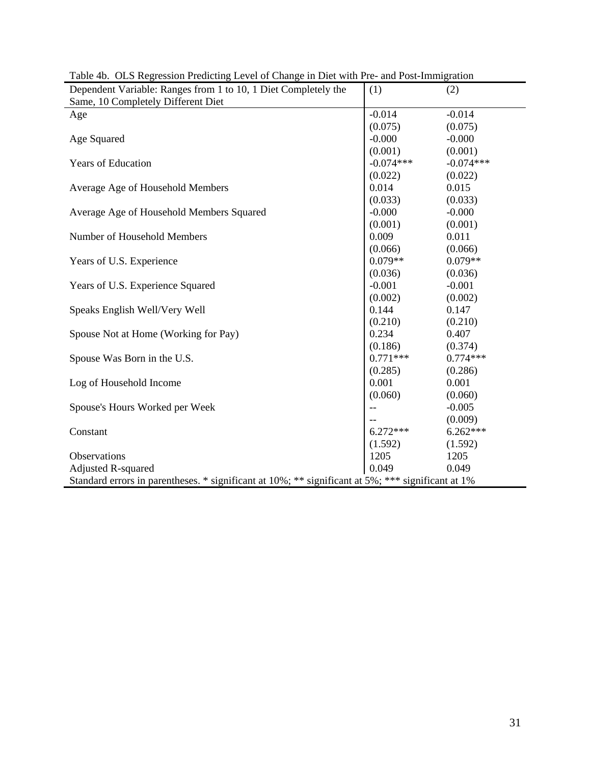Table 4b. OLS Regression Predicting Level of Change in Diet with Pre- and Post-Immigration

| Dependent Variable: Ranges from 1 to 10, 1 Diet Completely the Same, 10 Completely Different Diet | (1) | (2) |
|---|---|---|
| Age | -0.014 | -0.014 |
| | (0.075) | (0.075) |
| Age Squared | -0.000 | -0.000 |
| | (0.001) | (0.001) |
| Years of Education | -0.074*** | -0.074*** |
| | (0.022) | (0.022) |
| Average Age of Household Members | 0.014 | 0.015 |
| | (0.033) | (0.033) |
| Average Age of Household Members Squared | -0.000 | -0.000 |
| | (0.001) | (0.001) |
| Number of Household Members | 0.009 | 0.011 |
| | (0.066) | (0.066) |
| Years of U.S. Experience | 0.079** | 0.079** |
| | (0.036) | (0.036) |
| Years of U.S. Experience Squared | -0.001 | -0.001 |
| | (0.002) | (0.002) |
| Speaks English Well/Very Well | 0.144 | 0.147 |
| | (0.210) | (0.210) |
| Spouse Not at Home (Working for Pay) | 0.234 | 0.407 |
| | (0.186) | (0.374) |
| Spouse Was Born in the U.S. | 0.771*** | 0.774*** |
| | (0.285) | (0.286) |
| Log of Household Income | 0.001 | 0.001 |
| | (0.060) | (0.060) |
| Spouse's Hours Worked per Week | -- | -0.005 |
| | -- | (0.009) |
| Constant | 6.272*** | 6.262*** |
| | (1.592) | (1.592) |
| Observations | 1205 | 1205 |
| Adjusted R-squared | 0.049 | 0.049 |

Standard errors in parentheses. * significant at 10%; ** significant at 5%; *** significant at 1%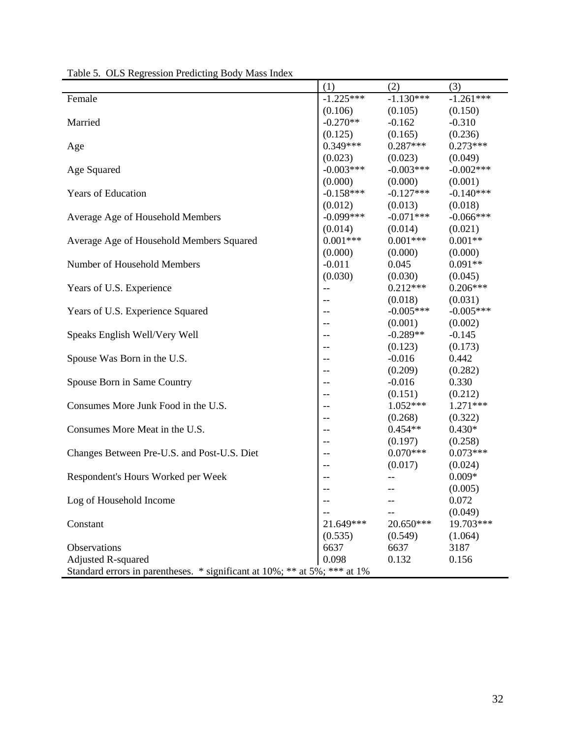Table 5. OLS Regression Predicting Body Mass Index

| | (1) | (2) | (3) |
|---|---|---|---|
| Female | -1.225*** | -1.130*** | -1.261*** |
| | (0.106) | (0.105) | (0.150) |
| Married | -0.270** | -0.162 | -0.310 |
| | (0.125) | (0.165) | (0.236) |
| Age | 0.349*** | 0.287*** | 0.273*** |
| | (0.023) | (0.023) | (0.049) |
| Age Squared | -0.003*** | -0.003*** | -0.002*** |
| | (0.000) | (0.000) | (0.001) |
| Years of Education | -0.158*** | -0.127*** | -0.140*** |
| | (0.012) | (0.013) | (0.018) |
| Average Age of Household Members | -0.099*** | -0.071*** | -0.066*** |
| | (0.014) | (0.014) | (0.021) |
| Average Age of Household Members Squared | 0.001*** | 0.001*** | 0.001** |
| | (0.000) | (0.000) | (0.000) |
| Number of Household Members | -0.011 | 0.045 | 0.091** |
| | (0.030) | (0.030) | (0.045) |
| Years of U.S. Experience | -- | 0.212*** | 0.206*** |
| | -- | (0.018) | (0.031) |
| Years of U.S. Experience Squared | -- | -0.005*** | -0.005*** |
| | -- | (0.001) | (0.002) |
| Speaks English Well/Very Well | -- | -0.289** | -0.145 |
| | -- | (0.123) | (0.173) |
| Spouse Was Born in the U.S. | -- | -0.016 | 0.442 |
| | -- | (0.209) | (0.282) |
| Spouse Born in Same Country | -- | -0.016 | 0.330 |
| | -- | (0.151) | (0.212) |
| Consumes More Junk Food in the U.S. | -- | 1.052*** | 1.271*** |
| | -- | (0.268) | (0.322) |
| Consumes More Meat in the U.S. | -- | 0.454** | 0.430* |
| | -- | (0.197) | (0.258) |
| Changes Between Pre-U.S. and Post-U.S. Diet | -- | 0.070*** | 0.073*** |
| | -- | (0.017) | (0.024) |
| Respondent's Hours Worked per Week | -- | -- | 0.009* |
| | -- | -- | (0.005) |
| Log of Household Income | -- | -- | 0.072 |
| | -- | -- | (0.049) |
| Constant | 21.649*** | 20.650*** | 19.703*** |
| | (0.535) | (0.549) | (1.064) |
| Observations | 6637 | 6637 | 3187 |
| Adjusted R-squared | 0.098 | 0.132 | 0.156 |

Standard errors in parentheses. * significant at 10%; ** at 5%; *** at 1%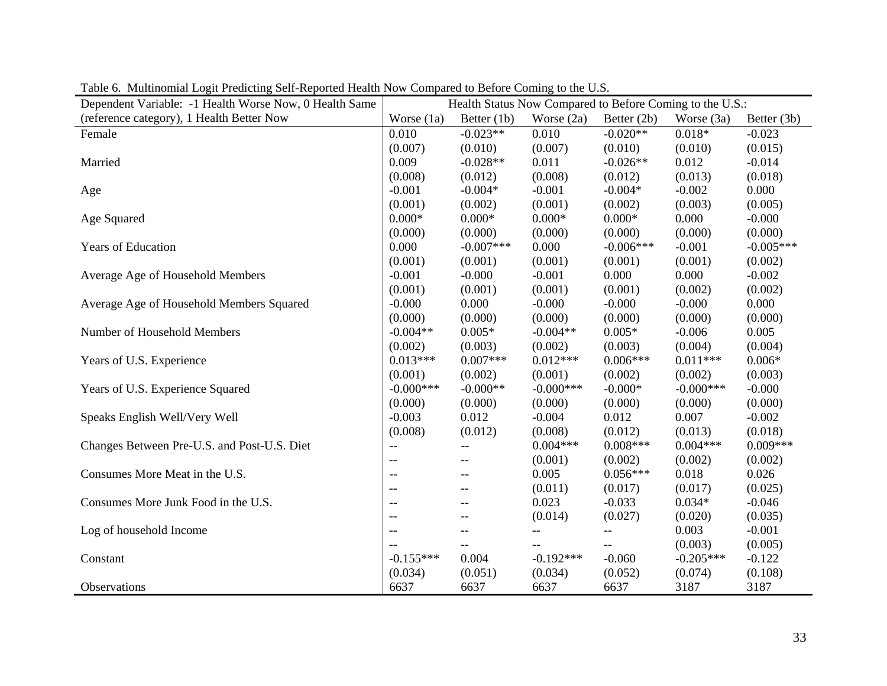Table 6. Multinomial Logit Predicting Self-Reported Health Now Compared to Before Coming to the U.S.

| Dependent Variable: -1 Health Worse Now, 0 Health Same (reference category), 1 Health Better Now | Health Status Now Compared to Before Coming to the U.S.: | | | | | |
|---|---|---|---|---|---|---|
| | Worse (1a) | Better (1b) | Worse (2a) | Better (2b) | Worse (3a) | Better (3b) |
| Female | 0.010 | -0.023** | 0.010 | -0.020** | 0.018* | -0.023 |
| | (0.007) | (0.010) | (0.007) | (0.010) | (0.010) | (0.015) |
| Married | 0.009 | -0.028** | 0.011 | -0.026** | 0.012 | -0.014 |
| | (0.008) | (0.012) | (0.008) | (0.012) | (0.013) | (0.018) |
| Age | -0.001 | -0.004* | -0.001 | -0.004* | -0.002 | 0.000 |
| | (0.001) | (0.002) | (0.001) | (0.002) | (0.003) | (0.005) |
| Age Squared | 0.000* | 0.000* | 0.000* | 0.000* | 0.000 | -0.000 |
| | (0.000) | (0.000) | (0.000) | (0.000) | (0.000) | (0.000) |
| Years of Education | 0.000 | -0.007*** | 0.000 | -0.006*** | -0.001 | -0.005*** |
| | (0.001) | (0.001) | (0.001) | (0.001) | (0.001) | (0.002) |
| Average Age of Household Members | -0.001 | -0.000 | -0.001 | 0.000 | 0.000 | -0.002 |
| | (0.001) | (0.001) | (0.001) | (0.001) | (0.002) | (0.002) |
| Average Age of Household Members Squared | -0.000 | 0.000 | -0.000 | -0.000 | -0.000 | 0.000 |
| | (0.000) | (0.000) | (0.000) | (0.000) | (0.000) | (0.000) |
| Number of Household Members | -0.004** | 0.005* | -0.004** | 0.005* | -0.006 | 0.005 |
| | (0.002) | (0.003) | (0.002) | (0.003) | (0.004) | (0.004) |
| Years of U.S. Experience | 0.013*** | 0.007*** | 0.012*** | 0.006*** | 0.011*** | 0.006* |
| | (0.001) | (0.002) | (0.001) | (0.002) | (0.002) | (0.003) |
| Years of U.S. Experience Squared | -0.000*** | -0.000** | -0.000*** | -0.000* | -0.000*** | -0.000 |
| | (0.000) | (0.000) | (0.000) | (0.000) | (0.000) | (0.000) |
| Speaks English Well/Very Well | -0.003 | 0.012 | -0.004 | 0.012 | 0.007 | -0.002 |
| | (0.008) | (0.012) | (0.008) | (0.012) | (0.013) | (0.018) |
| Changes Between Pre-U.S. and Post-U.S. Diet | -- | -- | 0.004*** | 0.008*** | 0.004*** | 0.009*** |
| | -- | -- | (0.001) | (0.002) | (0.002) | (0.002) |
| Consumes More Meat in the U.S. | -- | -- | 0.005 | 0.056*** | 0.018 | 0.026 |
| | -- | -- | (0.011) | (0.017) | (0.017) | (0.025) |
| Consumes More Junk Food in the U.S. | -- | -- | 0.023 | -0.033 | 0.034* | -0.046 |
| | -- | -- | (0.014) | (0.027) | (0.020) | (0.035) |
| Log of household Income | -- | -- | -- | -- | 0.003 | -0.001 |
| | -- | -- | -- | -- | (0.003) | (0.005) |
| Constant | -0.155*** | 0.004 | -0.192*** | -0.060 | -0.205*** | -0.122 |
| | (0.034) | (0.051) | (0.034) | (0.052) | (0.074) | (0.108) |
| Observations | 6637 | 6637 | 6637 | 6637 | 3187 | 3187 |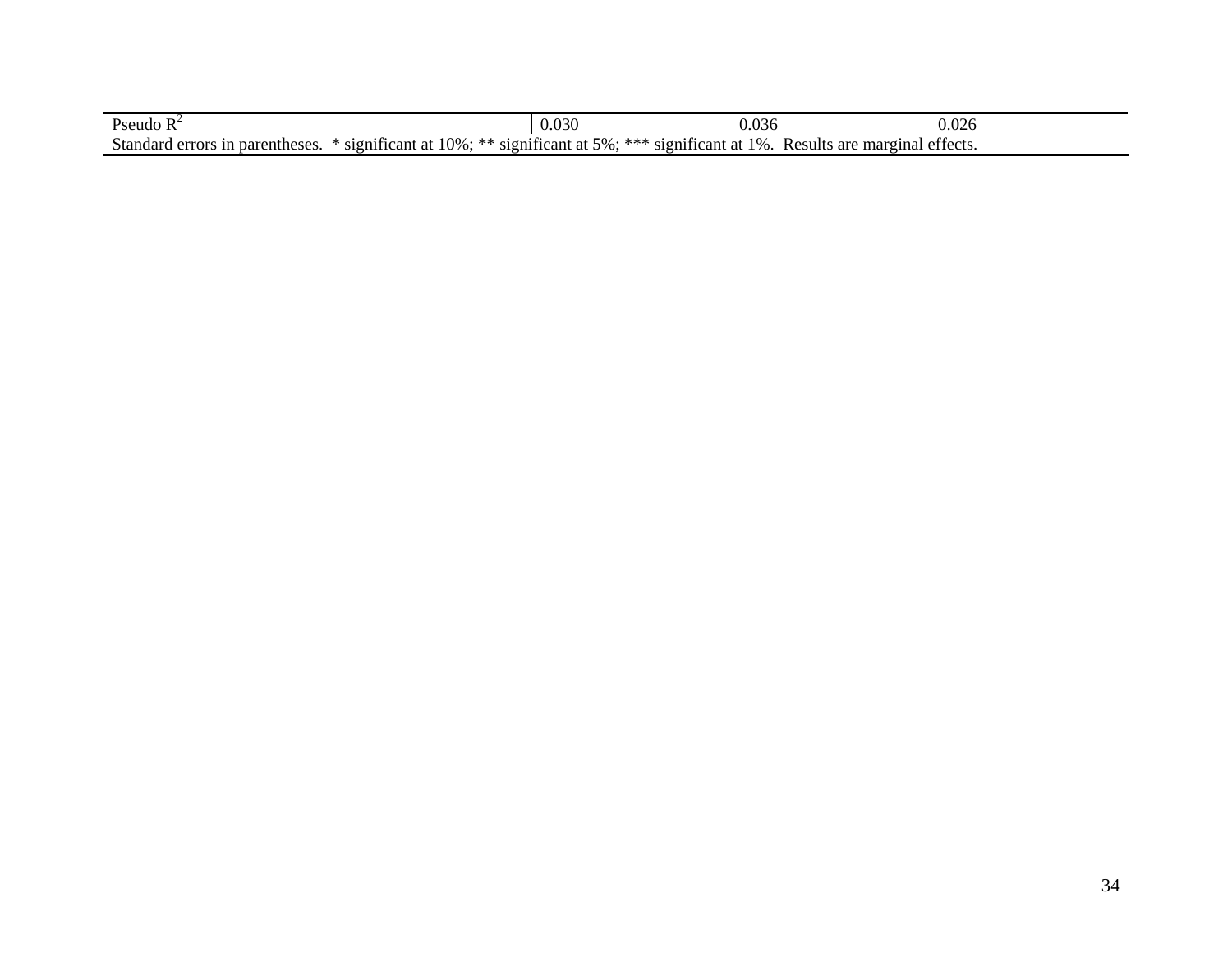| | | | |
|---|---|---|---|
| Pseudo $R^2$ | 0.030 | 0.036 | 0.026 |

Standard errors in parentheses. * significant at 10%; ** significant at 5%; *** significant at 1%. Results are marginal effects.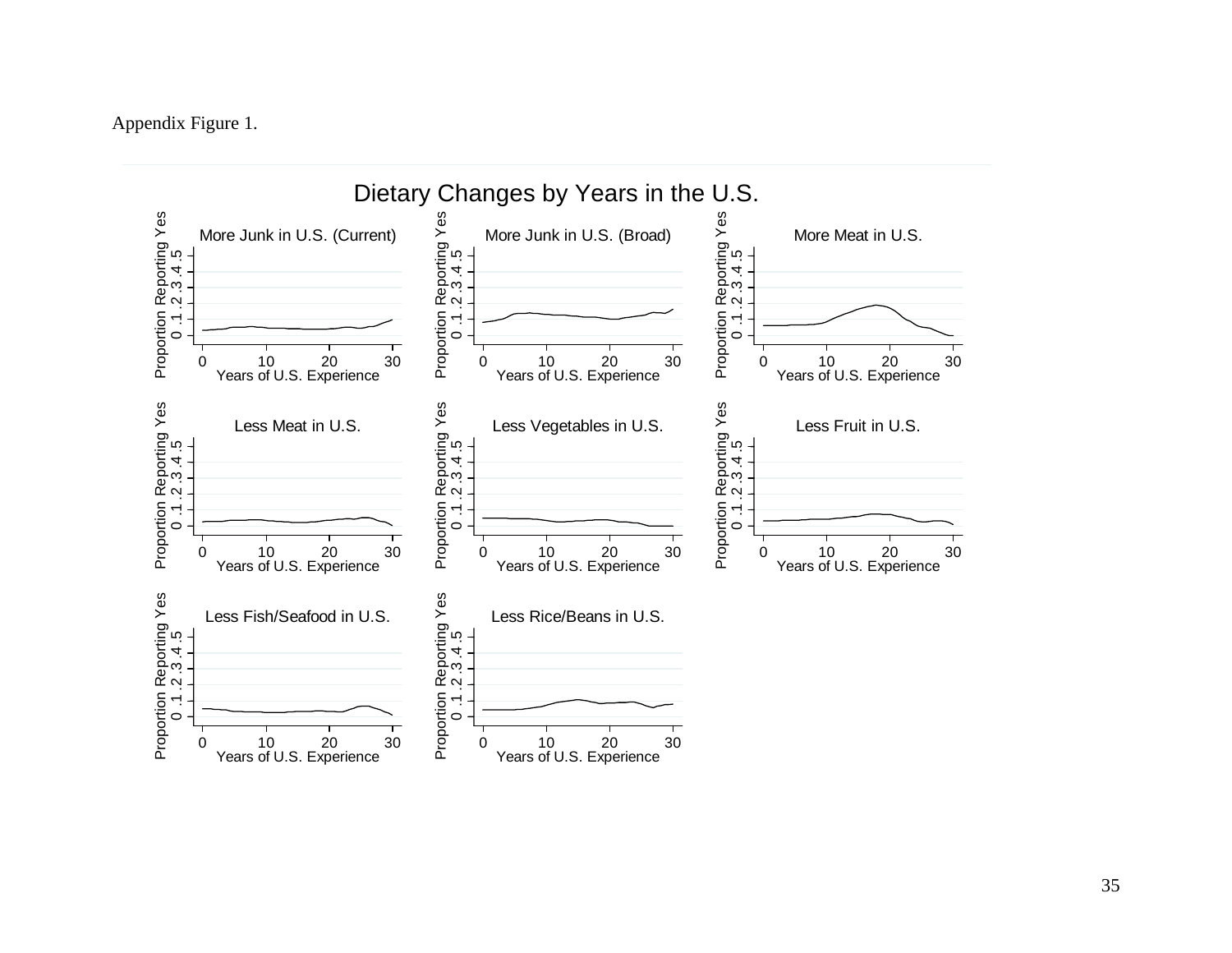Appendix Figure 1.

Dietary Changes by Years in the U.S.

More Junk in U.S. (Current)

Proportion Reporting Yes

0 .1 .2 .3 .4 .5

0 10 20 30

Years of U.S. Experience

More Junk in U.S. (Broad)

Proportion Reporting Yes

0 .1 .2 .3 .4 .5

0 10 20 30

Years of U.S. Experience

More Meat in U.S.

Proportion Reporting Yes

0 .1 .2 .3 .4 .5

0 10 20 30

Years of U.S. Experience

Less Meat in U.S.

Proportion Reporting Yes

0 .1 .2 .3 .4 .5

0 10 20 30

Years of U.S. Experience

Less Vegetables in U.S.

Proportion Reporting Yes

0 .1 .2 .3 .4 .5

0 10 20 30

Years of U.S. Experience

Less Fruit in U.S.

Proportion Reporting Yes

0 .1 .2 .3 .4 .5

0 10 20 30

Years of U.S. Experience

Less Fish/Seafood in U.S.

Proportion Reporting Yes

0 .1 .2 .3 .4 .5

0 10 20 30

Years of U.S. Experience

Less Rice/Beans in U.S.

Proportion Reporting Yes

0 .1 .2 .3 .4 .5

0 10 20 30

Years of U.S. Experience